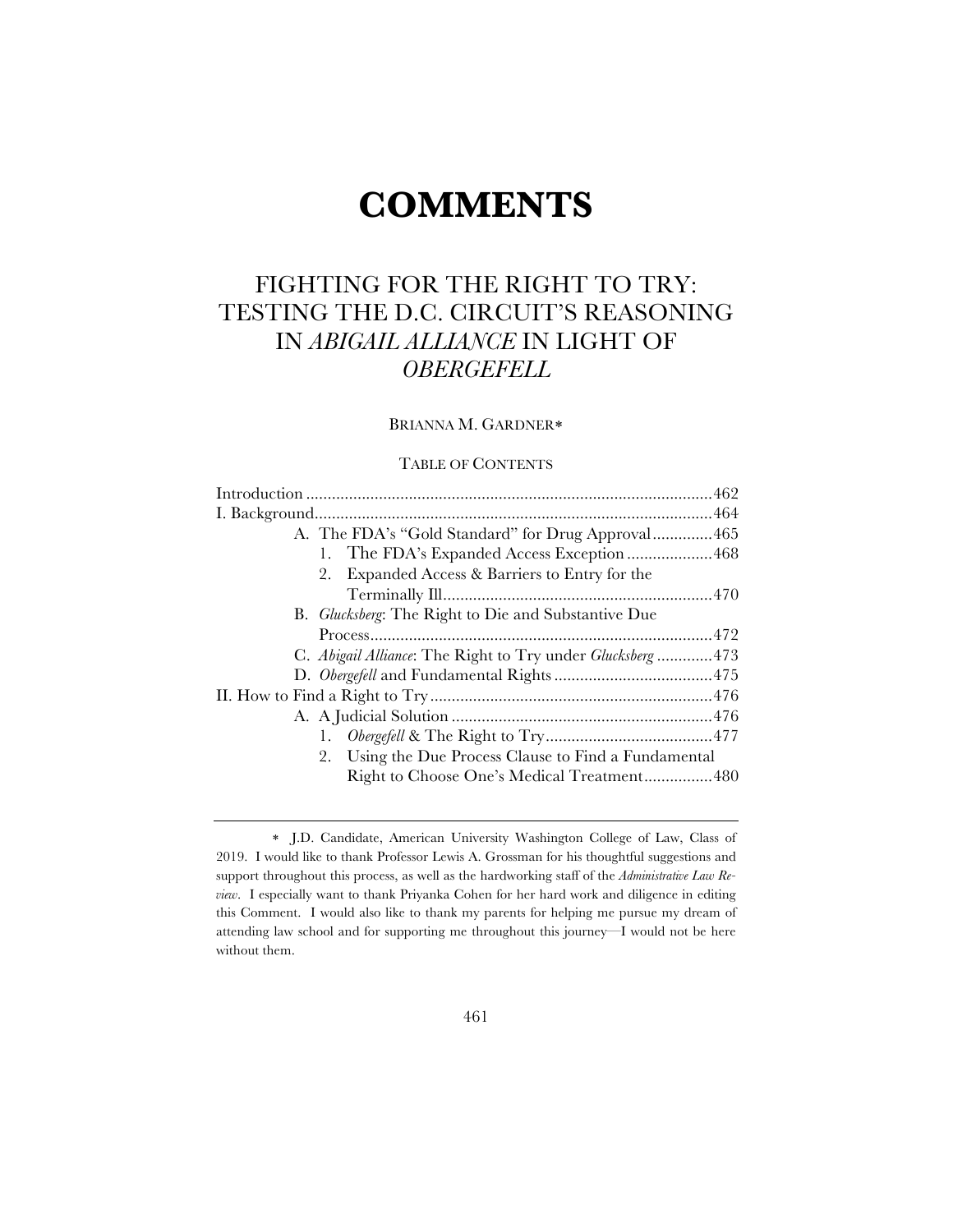# COMMENTS

## FIGHTING FOR THE RIGHT TO TRY: TESTING THE D.C. CIRCUIT'S REASONING IN *ABIGAIL ALLIANCE* IN LIGHT OF *OBERGEFELL*

BRIANNA M. GARDNER*

TABLE OF CONTENTS

Introduction .......... 462
I. Background .......... 464
  A. The FDA's "Gold Standard" for Drug Approval .......... 465
    1. The FDA's Expanded Access Exception .......... 468
    2. Expanded Access & Barriers to Entry for the Terminally Ill .......... 470
  B. *Glucksberg*: The Right to Die and Substantive Due Process .......... 472
  C. *Abigail Alliance*: The Right to Try under *Glucksberg* .......... 473
  D. *Obergefell* and Fundamental Rights .......... 475
II. How to Find a Right to Try .......... 476
  A. A Judicial Solution .......... 476
    1. *Obergefell* & The Right to Try .......... 477
    2. Using the Due Process Clause to Find a Fundamental Right to Choose One's Medical Treatment .......... 480

---

* J.D. Candidate, American University Washington College of Law, Class of 2019. I would like to thank Professor Lewis A. Grossman for his thoughtful suggestions and support throughout this process, as well as the hardworking staff of the *Administrative Law Review*. I especially want to thank Priyanka Cohen for her hard work and diligence in editing this Comment. I would also like to thank my parents for helping me pursue my dream of attending law school and for supporting me throughout this journey—I would not be here without them.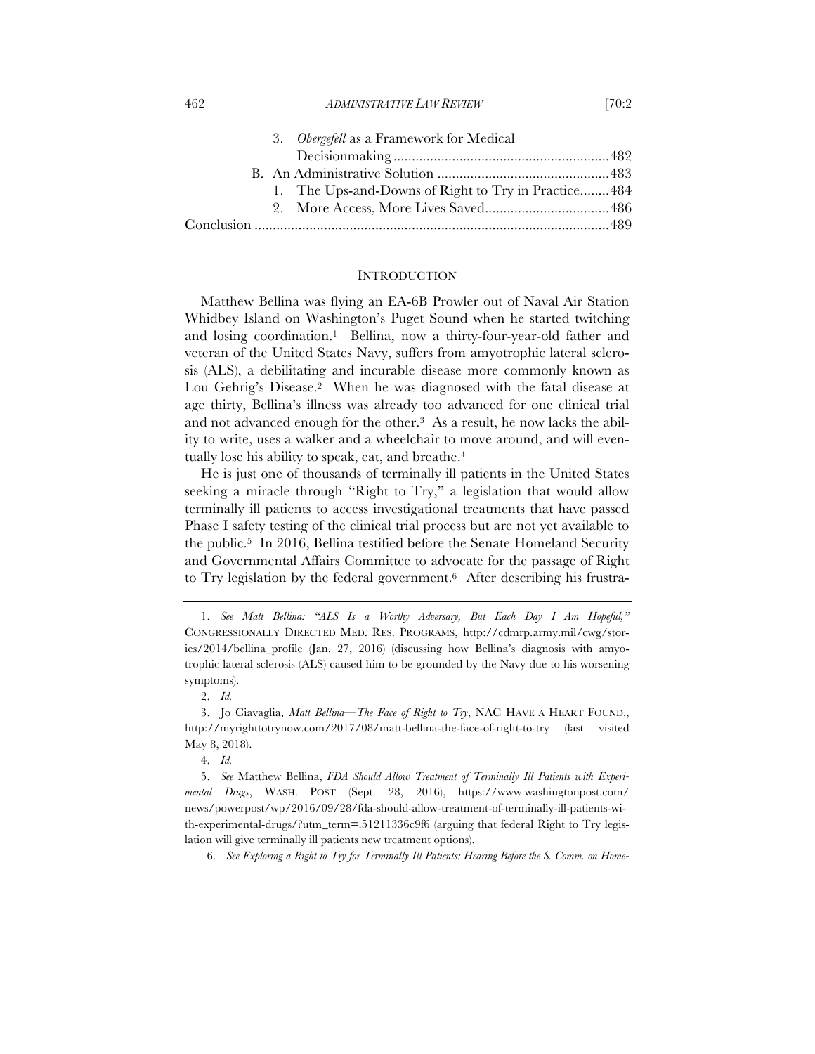3. *Obergefell* as a Framework for Medical Decisionmaking .......... 482

B. An Administrative Solution .......... 483

1. The Ups-and-Downs of Right to Try in Practice .......... 484

2. More Access, More Lives Saved .......... 486

Conclusion .......... 489

## INTRODUCTION

Matthew Bellina was flying an EA-6B Prowler out of Naval Air Station Whidbey Island on Washington's Puget Sound when he started twitching and losing coordination.[1] Bellina, now a thirty-four-year-old father and veteran of the United States Navy, suffers from amyotrophic lateral sclerosis (ALS), a debilitating and incurable disease more commonly known as Lou Gehrig's Disease.[2] When he was diagnosed with the fatal disease at age thirty, Bellina's illness was already too advanced for one clinical trial and not advanced enough for the other.[3] As a result, he now lacks the ability to write, uses a walker and a wheelchair to move around, and will eventually lose his ability to speak, eat, and breathe.[4]

He is just one of thousands of terminally ill patients in the United States seeking a miracle through "Right to Try," a legislation that would allow terminally ill patients to access investigational treatments that have passed Phase I safety testing of the clinical trial process but are not yet available to the public.[5] In 2016, Bellina testified before the Senate Homeland Security and Governmental Affairs Committee to advocate for the passage of Right to Try legislation by the federal government.[6] After describing his frustra-

---

1. *See Matt Bellina: "ALS Is a Worthy Adversary, But Each Day I Am Hopeful,"* CONGRESSIONALLY DIRECTED MED. RES. PROGRAMS, http://cdmrp.army.mil/cwg/stories/2014/bellina_profile (Jan. 27, 2016) (discussing how Bellina's diagnosis with amyotrophic lateral sclerosis (ALS) caused him to be grounded by the Navy due to his worsening symptoms).

2. *Id.*

3. Jo Ciavaglia, *Matt Bellina—The Face of Right to Try*, NAC HAVE A HEART FOUND., http://myrighttotrynow.com/2017/08/matt-bellina-the-face-of-right-to-try (last visited May 8, 2018).

4. *Id.*

5. *See* Matthew Bellina, *FDA Should Allow Treatment of Terminally Ill Patients with Experimental Drugs*, WASH. POST (Sept. 28, 2016), https://www.washingtonpost.com/news/powerpost/wp/2016/09/28/fda-should-allow-treatment-of-terminally-ill-patients-with-experimental-drugs/?utm_term=.51211336c9f6 (arguing that federal Right to Try legislation will give terminally ill patients new treatment options).

6. *See Exploring a Right to Try for Terminally Ill Patients: Hearing Before the S. Comm. on Home-*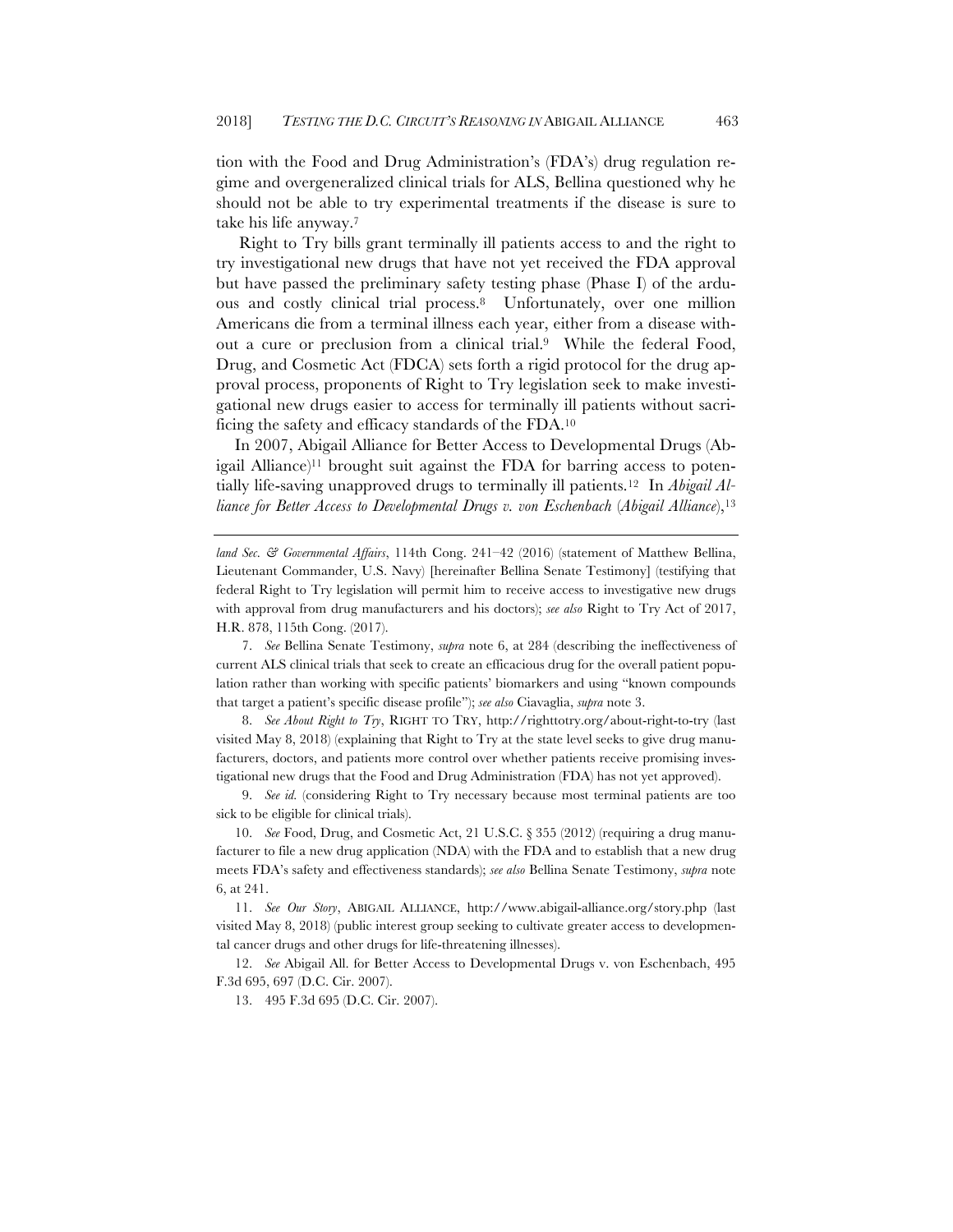tion with the Food and Drug Administration's (FDA's) drug regulation regime and overgeneralized clinical trials for ALS, Bellina questioned why he should not be able to try experimental treatments if the disease is sure to take his life anyway.[7]

Right to Try bills grant terminally ill patients access to and the right to try investigational new drugs that have not yet received the FDA approval but have passed the preliminary safety testing phase (Phase I) of the arduous and costly clinical trial process.[8] Unfortunately, over one million Americans die from a terminal illness each year, either from a disease without a cure or preclusion from a clinical trial.[9] While the federal Food, Drug, and Cosmetic Act (FDCA) sets forth a rigid protocol for the drug approval process, proponents of Right to Try legislation seek to make investigational new drugs easier to access for terminally ill patients without sacrificing the safety and efficacy standards of the FDA.[10]

In 2007, Abigail Alliance for Better Access to Developmental Drugs (Abigail Alliance)[11] brought suit against the FDA for barring access to potentially life-saving unapproved drugs to terminally ill patients.[12] In *Abigail Alliance for Better Access to Developmental Drugs v. von Eschenbach* (*Abigail Alliance*),[13]

---

*land Sec. & Governmental Affairs*, 114th Cong. 241–42 (2016) (statement of Matthew Bellina, Lieutenant Commander, U.S. Navy) [hereinafter Bellina Senate Testimony] (testifying that federal Right to Try legislation will permit him to receive access to investigative new drugs with approval from drug manufacturers and his doctors); *see also* Right to Try Act of 2017, H.R. 878, 115th Cong. (2017).

7. *See* Bellina Senate Testimony, *supra* note 6, at 284 (describing the ineffectiveness of current ALS clinical trials that seek to create an efficacious drug for the overall patient population rather than working with specific patients' biomarkers and using "known compounds that target a patient's specific disease profile"); *see also* Ciavaglia, *supra* note 3.

8. *See About Right to Try*, RIGHT TO TRY, http://righttotry.org/about-right-to-try (last visited May 8, 2018) (explaining that Right to Try at the state level seeks to give drug manufacturers, doctors, and patients more control over whether patients receive promising investigational new drugs that the Food and Drug Administration (FDA) has not yet approved).

9. *See id.* (considering Right to Try necessary because most terminal patients are too sick to be eligible for clinical trials).

10. *See* Food, Drug, and Cosmetic Act, 21 U.S.C. § 355 (2012) (requiring a drug manufacturer to file a new drug application (NDA) with the FDA and to establish that a new drug meets FDA's safety and effectiveness standards); *see also* Bellina Senate Testimony, *supra* note 6, at 241.

11. *See Our Story*, ABIGAIL ALLIANCE, http://www.abigail-alliance.org/story.php (last visited May 8, 2018) (public interest group seeking to cultivate greater access to developmental cancer drugs and other drugs for life-threatening illnesses).

12. *See* Abigail All. for Better Access to Developmental Drugs v. von Eschenbach, 495 F.3d 695, 697 (D.C. Cir. 2007).

13. 495 F.3d 695 (D.C. Cir. 2007).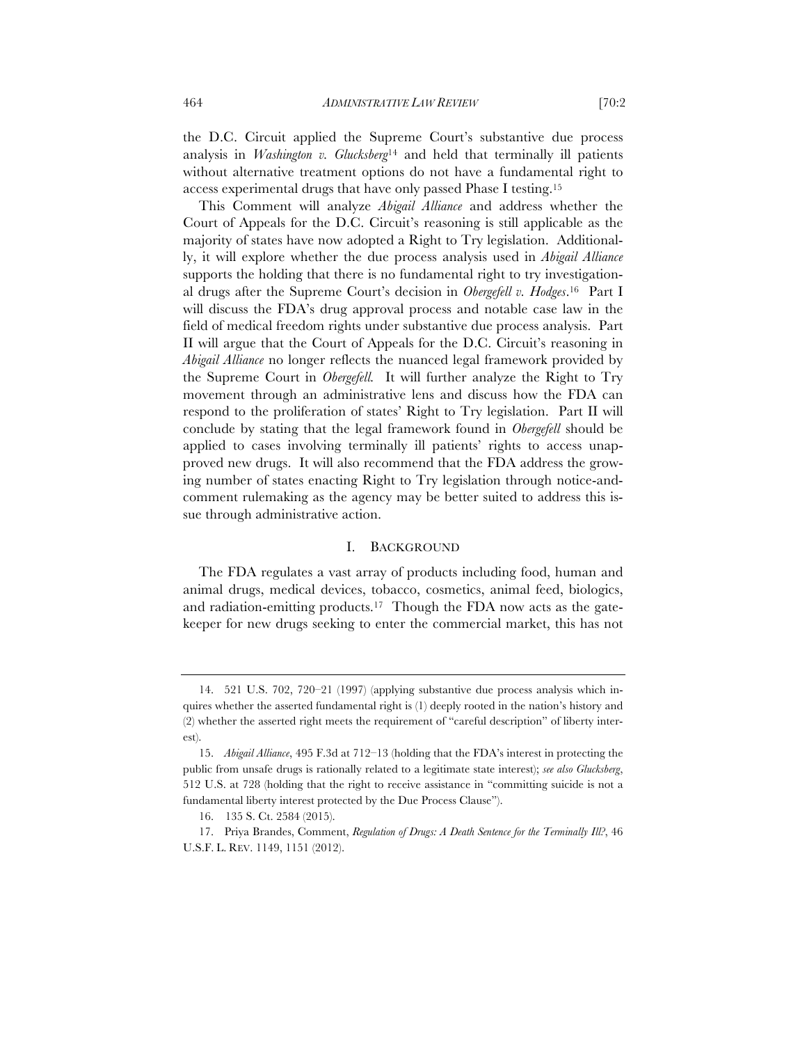the D.C. Circuit applied the Supreme Court's substantive due process analysis in *Washington v. Glucksberg*[14] and held that terminally ill patients without alternative treatment options do not have a fundamental right to access experimental drugs that have only passed Phase I testing.[15]

This Comment will analyze *Abigail Alliance* and address whether the Court of Appeals for the D.C. Circuit's reasoning is still applicable as the majority of states have now adopted a Right to Try legislation. Additionally, it will explore whether the due process analysis used in *Abigail Alliance* supports the holding that there is no fundamental right to try investigational drugs after the Supreme Court's decision in *Obergefell v. Hodges*.[16] Part I will discuss the FDA's drug approval process and notable case law in the field of medical freedom rights under substantive due process analysis. Part II will argue that the Court of Appeals for the D.C. Circuit's reasoning in *Abigail Alliance* no longer reflects the nuanced legal framework provided by the Supreme Court in *Obergefell*. It will further analyze the Right to Try movement through an administrative lens and discuss how the FDA can respond to the proliferation of states' Right to Try legislation. Part II will conclude by stating that the legal framework found in *Obergefell* should be applied to cases involving terminally ill patients' rights to access unapproved new drugs. It will also recommend that the FDA address the growing number of states enacting Right to Try legislation through notice-and-comment rulemaking as the agency may be better suited to address this issue through administrative action.

## I. BACKGROUND

The FDA regulates a vast array of products including food, human and animal drugs, medical devices, tobacco, cosmetics, animal feed, biologics, and radiation-emitting products.[17] Though the FDA now acts as the gatekeeper for new drugs seeking to enter the commercial market, this has not

---

14. 521 U.S. 702, 720–21 (1997) (applying substantive due process analysis which inquires whether the asserted fundamental right is (1) deeply rooted in the nation's history and (2) whether the asserted right meets the requirement of "careful description" of liberty interest).

15. *Abigail Alliance*, 495 F.3d at 712–13 (holding that the FDA's interest in protecting the public from unsafe drugs is rationally related to a legitimate state interest); *see also Glucksberg*, 512 U.S. at 728 (holding that the right to receive assistance in "committing suicide is not a fundamental liberty interest protected by the Due Process Clause").

16. 135 S. Ct. 2584 (2015).

17. Priya Brandes, Comment, *Regulation of Drugs: A Death Sentence for the Terminally Ill?*, 46 U.S.F. L. REV. 1149, 1151 (2012).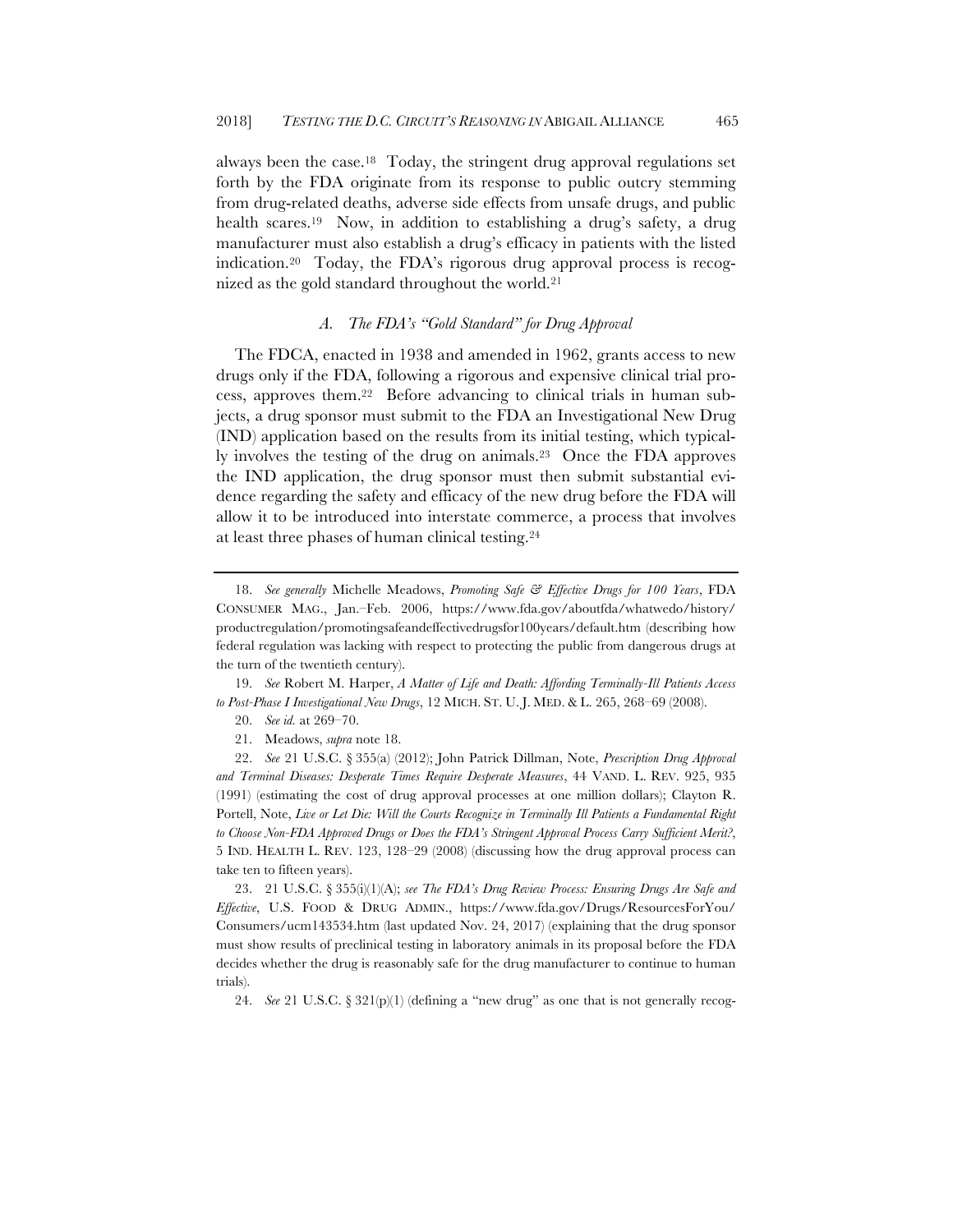always been the case.[18] Today, the stringent drug approval regulations set forth by the FDA originate from its response to public outcry stemming from drug-related deaths, adverse side effects from unsafe drugs, and public health scares.[19] Now, in addition to establishing a drug's safety, a drug manufacturer must also establish a drug's efficacy in patients with the listed indication.[20] Today, the FDA's rigorous drug approval process is recognized as the gold standard throughout the world.[21]

### *A. The FDA's "Gold Standard" for Drug Approval*

The FDCA, enacted in 1938 and amended in 1962, grants access to new drugs only if the FDA, following a rigorous and expensive clinical trial process, approves them.[22] Before advancing to clinical trials in human subjects, a drug sponsor must submit to the FDA an Investigational New Drug (IND) application based on the results from its initial testing, which typically involves the testing of the drug on animals.[23] Once the FDA approves the IND application, the drug sponsor must then submit substantial evidence regarding the safety and efficacy of the new drug before the FDA will allow it to be introduced into interstate commerce, a process that involves at least three phases of human clinical testing.[24]

---

18. *See generally* Michelle Meadows, *Promoting Safe & Effective Drugs for 100 Years*, FDA CONSUMER MAG., Jan.–Feb. 2006, https://www.fda.gov/aboutfda/whatwedo/history/productregulation/promotingsafeandeffectivedrugsfor100years/default.htm (describing how federal regulation was lacking with respect to protecting the public from dangerous drugs at the turn of the twentieth century).

19. *See* Robert M. Harper, *A Matter of Life and Death: Affording Terminally-Ill Patients Access to Post-Phase I Investigational New Drugs*, 12 MICH. ST. U. J. MED. & L. 265, 268–69 (2008).

20. *See id.* at 269–70.

21. Meadows, *supra* note 18.

22. *See* 21 U.S.C. § 355(a) (2012); John Patrick Dillman, Note, *Prescription Drug Approval and Terminal Diseases: Desperate Times Require Desperate Measures*, 44 VAND. L. REV. 925, 935 (1991) (estimating the cost of drug approval processes at one million dollars); Clayton R. Portell, Note, *Live or Let Die: Will the Courts Recognize in Terminally Ill Patients a Fundamental Right to Choose Non-FDA Approved Drugs or Does the FDA's Stringent Approval Process Carry Sufficient Merit?*, 5 IND. HEALTH L. REV. 123, 128–29 (2008) (discussing how the drug approval process can take ten to fifteen years).

23. 21 U.S.C. § 355(i)(1)(A); *see The FDA's Drug Review Process: Ensuring Drugs Are Safe and Effective*, U.S. FOOD & DRUG ADMIN., https://www.fda.gov/Drugs/ResourcesForYou/Consumers/ucm143534.htm (last updated Nov. 24, 2017) (explaining that the drug sponsor must show results of preclinical testing in laboratory animals in its proposal before the FDA decides whether the drug is reasonably safe for the drug manufacturer to continue to human trials).

24. *See* 21 U.S.C. § 321(p)(1) (defining a "new drug" as one that is not generally recog-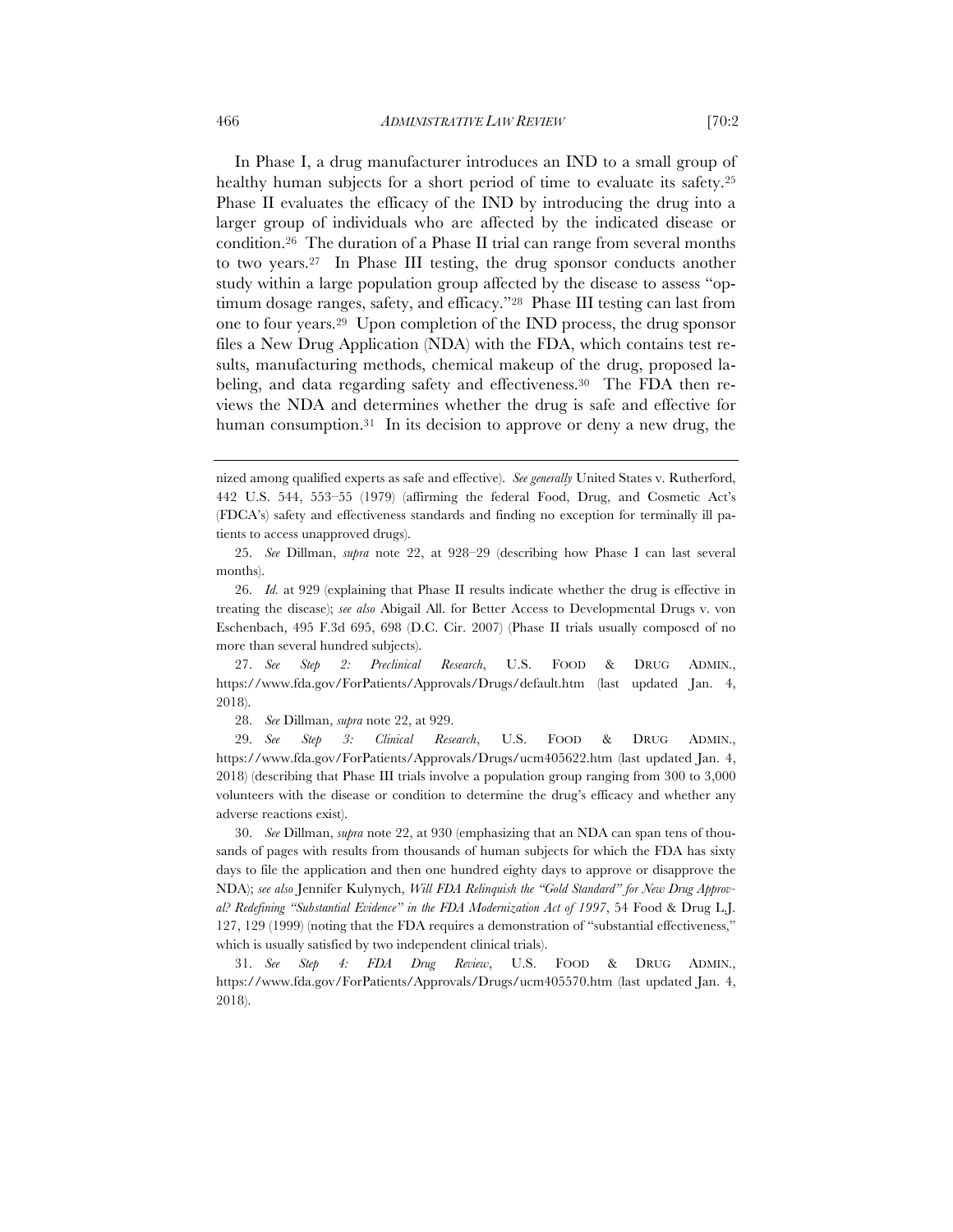In Phase I, a drug manufacturer introduces an IND to a small group of healthy human subjects for a short period of time to evaluate its safety.[25] Phase II evaluates the efficacy of the IND by introducing the drug into a larger group of individuals who are affected by the indicated disease or condition.[26] The duration of a Phase II trial can range from several months to two years.[27] In Phase III testing, the drug sponsor conducts another study within a large population group affected by the disease to assess "optimum dosage ranges, safety, and efficacy."[28] Phase III testing can last from one to four years.[29] Upon completion of the IND process, the drug sponsor files a New Drug Application (NDA) with the FDA, which contains test results, manufacturing methods, chemical makeup of the drug, proposed labeling, and data regarding safety and effectiveness.[30] The FDA then reviews the NDA and determines whether the drug is safe and effective for human consumption.[31] In its decision to approve or deny a new drug, the

---

nized among qualified experts as safe and effective). *See generally* United States v. Rutherford, 442 U.S. 544, 553–55 (1979) (affirming the federal Food, Drug, and Cosmetic Act's (FDCA's) safety and effectiveness standards and finding no exception for terminally ill patients to access unapproved drugs).

25. *See* Dillman, *supra* note 22, at 928–29 (describing how Phase I can last several months).

26. *Id.* at 929 (explaining that Phase II results indicate whether the drug is effective in treating the disease); *see also* Abigail All. for Better Access to Developmental Drugs v. von Eschenbach, 495 F.3d 695, 698 (D.C. Cir. 2007) (Phase II trials usually composed of no more than several hundred subjects).

27. *See Step 2: Preclinical Research*, U.S. FOOD & DRUG ADMIN., https://www.fda.gov/ForPatients/Approvals/Drugs/default.htm (last updated Jan. 4, 2018).

28. *See* Dillman, *supra* note 22, at 929.

29. *See Step 3: Clinical Research*, U.S. FOOD & DRUG ADMIN., https://www.fda.gov/ForPatients/Approvals/Drugs/ucm405622.htm (last updated Jan. 4, 2018) (describing that Phase III trials involve a population group ranging from 300 to 3,000 volunteers with the disease or condition to determine the drug's efficacy and whether any adverse reactions exist).

30. *See* Dillman, *supra* note 22, at 930 (emphasizing that an NDA can span tens of thousands of pages with results from thousands of human subjects for which the FDA has sixty days to file the application and then one hundred eighty days to approve or disapprove the NDA); *see also* Jennifer Kulynych, *Will FDA Relinquish the "Gold Standard" for New Drug Approval? Redefining "Substantial Evidence" in the FDA Modernization Act of 1997*, 54 Food & Drug L.J. 127, 129 (1999) (noting that the FDA requires a demonstration of "substantial effectiveness," which is usually satisfied by two independent clinical trials).

31. *See Step 4: FDA Drug Review*, U.S. FOOD & DRUG ADMIN., https://www.fda.gov/ForPatients/Approvals/Drugs/ucm405570.htm (last updated Jan. 4, 2018).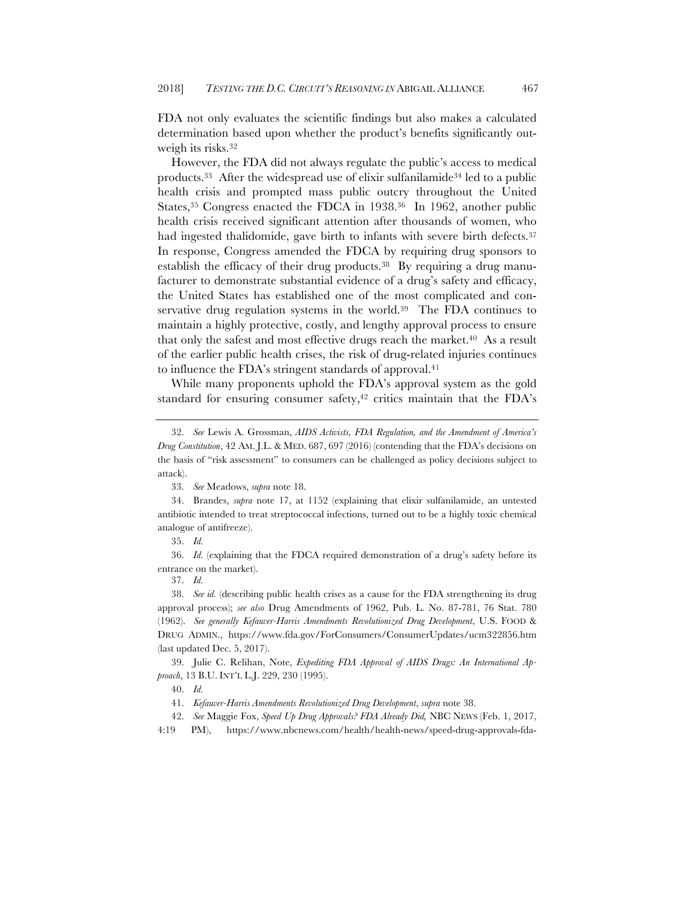FDA not only evaluates the scientific findings but also makes a calculated determination based upon whether the product's benefits significantly outweigh its risks.[32]

However, the FDA did not always regulate the public's access to medical products.[33] After the widespread use of elixir sulfanilamide[34] led to a public health crisis and prompted mass public outcry throughout the United States,[35] Congress enacted the FDCA in 1938.[36] In 1962, another public health crisis received significant attention after thousands of women, who had ingested thalidomide, gave birth to infants with severe birth defects.[37] In response, Congress amended the FDCA by requiring drug sponsors to establish the efficacy of their drug products.[38] By requiring a drug manufacturer to demonstrate substantial evidence of a drug's safety and efficacy, the United States has established one of the most complicated and conservative drug regulation systems in the world.[39] The FDA continues to maintain a highly protective, costly, and lengthy approval process to ensure that only the safest and most effective drugs reach the market.[40] As a result of the earlier public health crises, the risk of drug-related injuries continues to influence the FDA's stringent standards of approval.[41]

While many proponents uphold the FDA's approval system as the gold standard for ensuring consumer safety,[42] critics maintain that the FDA's

---

32. *See* Lewis A. Grossman, *AIDS Activists, FDA Regulation, and the Amendment of America's Drug Constitution*, 42 AM. J.L. & MED. 687, 697 (2016) (contending that the FDA's decisions on the basis of "risk assessment" to consumers can be challenged as policy decisions subject to attack).

33. *See* Meadows, *supra* note 18.

34. Brandes, *supra* note 17, at 1152 (explaining that elixir sulfanilamide, an untested antibiotic intended to treat streptococcal infections, turned out to be a highly toxic chemical analogue of antifreeze).

35. *Id.*

36. *Id.* (explaining that the FDCA required demonstration of a drug's safety before its entrance on the market).

37. *Id.*

38. *See id.* (describing public health crises as a cause for the FDA strengthening its drug approval process); *see also* Drug Amendments of 1962, Pub. L. No. 87-781, 76 Stat. 780 (1962). *See generally Kefauver-Harris Amendments Revolutionized Drug Development*, U.S. FOOD & DRUG ADMIN., https://www.fda.gov/ForConsumers/ConsumerUpdates/ucm322856.htm (last updated Dec. 5, 2017).

39. Julie C. Relihan, Note, *Expediting FDA Approval of AIDS Drugs: An International Approach*, 13 B.U. INT'L L.J. 229, 230 (1995).

40. *Id.*

41. *Kefauver-Harris Amendments Revolutionized Drug Development*, *supra* note 38.

42. *See* Maggie Fox, *Speed Up Drug Approvals? FDA Already Did,* NBC NEWS (Feb. 1, 2017, 4:19 PM), https://www.nbcnews.com/health/health-news/speed-drug-approvals-fda-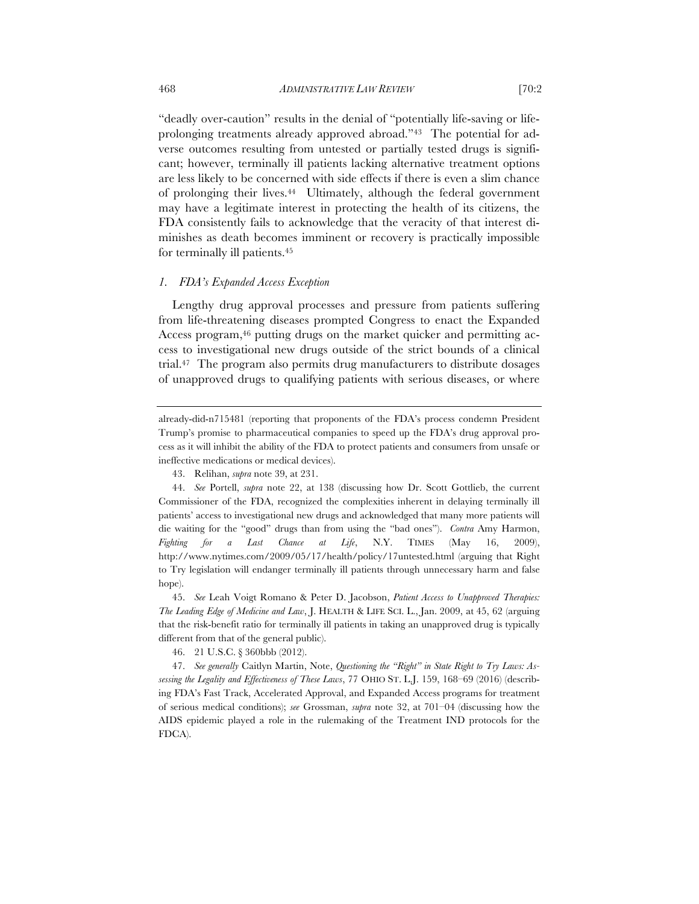"deadly over-caution" results in the denial of "potentially life-saving or life-prolonging treatments already approved abroad."[43] The potential for adverse outcomes resulting from untested or partially tested drugs is significant; however, terminally ill patients lacking alternative treatment options are less likely to be concerned with side effects if there is even a slim chance of prolonging their lives.[44] Ultimately, although the federal government may have a legitimate interest in protecting the health of its citizens, the FDA consistently fails to acknowledge that the veracity of that interest diminishes as death becomes imminent or recovery is practically impossible for terminally ill patients.[45]

### *1. FDA's Expanded Access Exception*

Lengthy drug approval processes and pressure from patients suffering from life-threatening diseases prompted Congress to enact the Expanded Access program,[46] putting drugs on the market quicker and permitting access to investigational new drugs outside of the strict bounds of a clinical trial.[47] The program also permits drug manufacturers to distribute dosages of unapproved drugs to qualifying patients with serious diseases, or where

---

already-did-n715481 (reporting that proponents of the FDA's process condemn President Trump's promise to pharmaceutical companies to speed up the FDA's drug approval process as it will inhibit the ability of the FDA to protect patients and consumers from unsafe or ineffective medications or medical devices).

43. Relihan, *supra* note 39, at 231.

44. *See* Portell, *supra* note 22, at 138 (discussing how Dr. Scott Gottlieb, the current Commissioner of the FDA, recognized the complexities inherent in delaying terminally ill patients' access to investigational new drugs and acknowledged that many more patients will die waiting for the "good" drugs than from using the "bad ones"). *Contra* Amy Harmon, *Fighting for a Last Chance at Life*, N.Y. TIMES (May 16, 2009), http://www.nytimes.com/2009/05/17/health/policy/17untested.html (arguing that Right to Try legislation will endanger terminally ill patients through unnecessary harm and false hope).

45. *See* Leah Voigt Romano & Peter D. Jacobson, *Patient Access to Unapproved Therapies: The Leading Edge of Medicine and Law*, J. HEALTH & LIFE SCI. L., Jan. 2009, at 45, 62 (arguing that the risk-benefit ratio for terminally ill patients in taking an unapproved drug is typically different from that of the general public).

46. 21 U.S.C. § 360bbb (2012).

47. *See generally* Caitlyn Martin, Note, *Questioning the "Right" in State Right to Try Laws: Assessing the Legality and Effectiveness of These Laws*, 77 OHIO ST. L.J. 159, 168–69 (2016) (describing FDA's Fast Track, Accelerated Approval, and Expanded Access programs for treatment of serious medical conditions); *see* Grossman, *supra* note 32, at 701–04 (discussing how the AIDS epidemic played a role in the rulemaking of the Treatment IND protocols for the FDCA).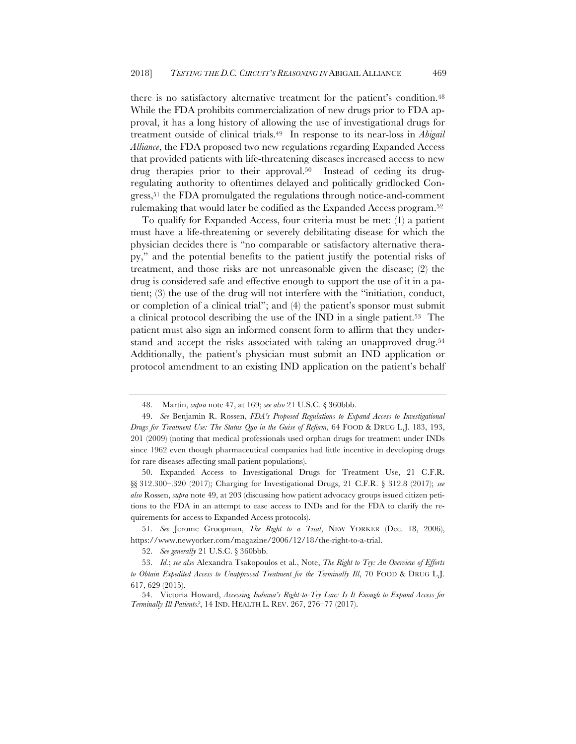there is no satisfactory alternative treatment for the patient's condition.[48] While the FDA prohibits commercialization of new drugs prior to FDA approval, it has a long history of allowing the use of investigational drugs for treatment outside of clinical trials.[49] In response to its near-loss in *Abigail Alliance*, the FDA proposed two new regulations regarding Expanded Access that provided patients with life-threatening diseases increased access to new drug therapies prior to their approval.[50] Instead of ceding its drug-regulating authority to oftentimes delayed and politically gridlocked Congress,[51] the FDA promulgated the regulations through notice-and-comment rulemaking that would later be codified as the Expanded Access program.[52]

To qualify for Expanded Access, four criteria must be met: (1) a patient must have a life-threatening or severely debilitating disease for which the physician decides there is "no comparable or satisfactory alternative therapy," and the potential benefits to the patient justify the potential risks of treatment, and those risks are not unreasonable given the disease; (2) the drug is considered safe and effective enough to support the use of it in a patient; (3) the use of the drug will not interfere with the "initiation, conduct, or completion of a clinical trial"; and (4) the patient's sponsor must submit a clinical protocol describing the use of the IND in a single patient.[53] The patient must also sign an informed consent form to affirm that they understand and accept the risks associated with taking an unapproved drug.[54] Additionally, the patient's physician must submit an IND application or protocol amendment to an existing IND application on the patient's behalf

---

48. Martin, *supra* note 47, at 169; *see also* 21 U.S.C. § 360bbb.

49. *See* Benjamin R. Rossen, *FDA's Proposed Regulations to Expand Access to Investigational Drugs for Treatment Use: The Status Quo in the Guise of Reform*, 64 FOOD & DRUG L.J. 183, 193, 201 (2009) (noting that medical professionals used orphan drugs for treatment under INDs since 1962 even though pharmaceutical companies had little incentive in developing drugs for rare diseases affecting small patient populations).

50. Expanded Access to Investigational Drugs for Treatment Use, 21 C.F.R. §§ 312.300–.320 (2017); Charging for Investigational Drugs, 21 C.F.R. § 312.8 (2017); *see also* Rossen, *supra* note 49, at 203 (discussing how patient advocacy groups issued citizen petitions to the FDA in an attempt to ease access to INDs and for the FDA to clarify the requirements for access to Expanded Access protocols).

51. *See* Jerome Groopman, *The Right to a Trial*, NEW YORKER (Dec. 18, 2006), https://www.newyorker.com/magazine/2006/12/18/the-right-to-a-trial.

52. *See generally* 21 U.S.C. § 360bbb.

53. *Id.*; *see also* Alexandra Tsakopoulos et al., Note, *The Right to Try: An Overview of Efforts to Obtain Expedited Access to Unapproved Treatment for the Terminally Ill*, 70 FOOD & DRUG L.J. 617, 629 (2015).

54. Victoria Howard, *Accessing Indiana's Right-to-Try Law: Is It Enough to Expand Access for Terminally Ill Patients?*, 14 IND. HEALTH L. REV. 267, 276–77 (2017).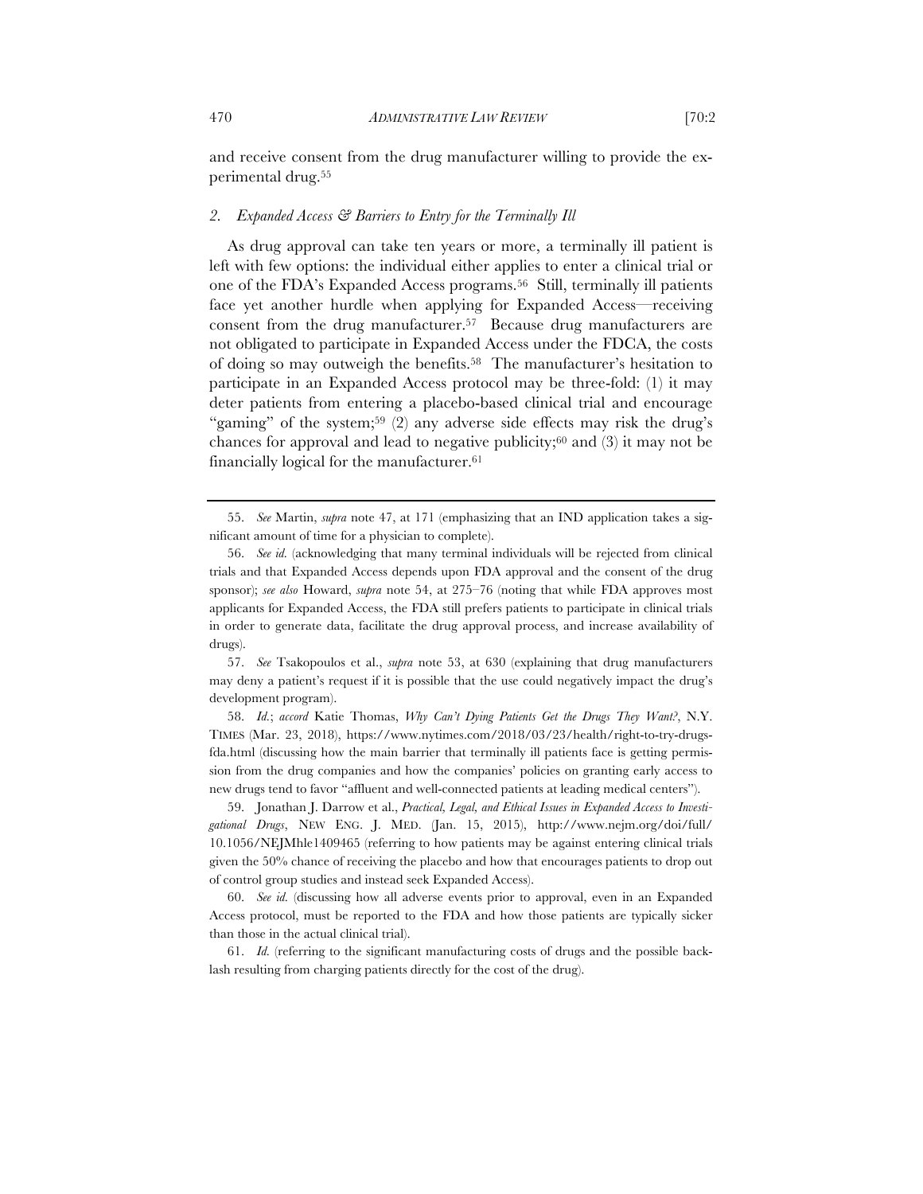and receive consent from the drug manufacturer willing to provide the experimental drug.[55]

### 2. *Expanded Access & Barriers to Entry for the Terminally Ill*

As drug approval can take ten years or more, a terminally ill patient is left with few options: the individual either applies to enter a clinical trial or one of the FDA's Expanded Access programs.[56] Still, terminally ill patients face yet another hurdle when applying for Expanded Access—receiving consent from the drug manufacturer.[57] Because drug manufacturers are not obligated to participate in Expanded Access under the FDCA, the costs of doing so may outweigh the benefits.[58] The manufacturer's hesitation to participate in an Expanded Access protocol may be three-fold: (1) it may deter patients from entering a placebo-based clinical trial and encourage "gaming" of the system;[59] (2) any adverse side effects may risk the drug's chances for approval and lead to negative publicity;[60] and (3) it may not be financially logical for the manufacturer.[61]

---

55. *See* Martin, *supra* note 47, at 171 (emphasizing that an IND application takes a significant amount of time for a physician to complete).

56. *See id.* (acknowledging that many terminal individuals will be rejected from clinical trials and that Expanded Access depends upon FDA approval and the consent of the drug sponsor); *see also* Howard, *supra* note 54, at 275–76 (noting that while FDA approves most applicants for Expanded Access, the FDA still prefers patients to participate in clinical trials in order to generate data, facilitate the drug approval process, and increase availability of drugs).

57. *See* Tsakopoulos et al., *supra* note 53, at 630 (explaining that drug manufacturers may deny a patient's request if it is possible that the use could negatively impact the drug's development program).

58. *Id.*; *accord* Katie Thomas, *Why Can't Dying Patients Get the Drugs They Want?*, N.Y. TIMES (Mar. 23, 2018), https://www.nytimes.com/2018/03/23/health/right-to-try-drugs-fda.html (discussing how the main barrier that terminally ill patients face is getting permission from the drug companies and how the companies' policies on granting early access to new drugs tend to favor "affluent and well-connected patients at leading medical centers").

59. Jonathan J. Darrow et al., *Practical, Legal, and Ethical Issues in Expanded Access to Investigational Drugs*, NEW ENG. J. MED. (Jan. 15, 2015), http://www.nejm.org/doi/full/10.1056/NEJMhle1409465 (referring to how patients may be against entering clinical trials given the 50% chance of receiving the placebo and how that encourages patients to drop out of control group studies and instead seek Expanded Access).

60. *See id.* (discussing how all adverse events prior to approval, even in an Expanded Access protocol, must be reported to the FDA and how those patients are typically sicker than those in the actual clinical trial).

61. *Id.* (referring to the significant manufacturing costs of drugs and the possible backlash resulting from charging patients directly for the cost of the drug).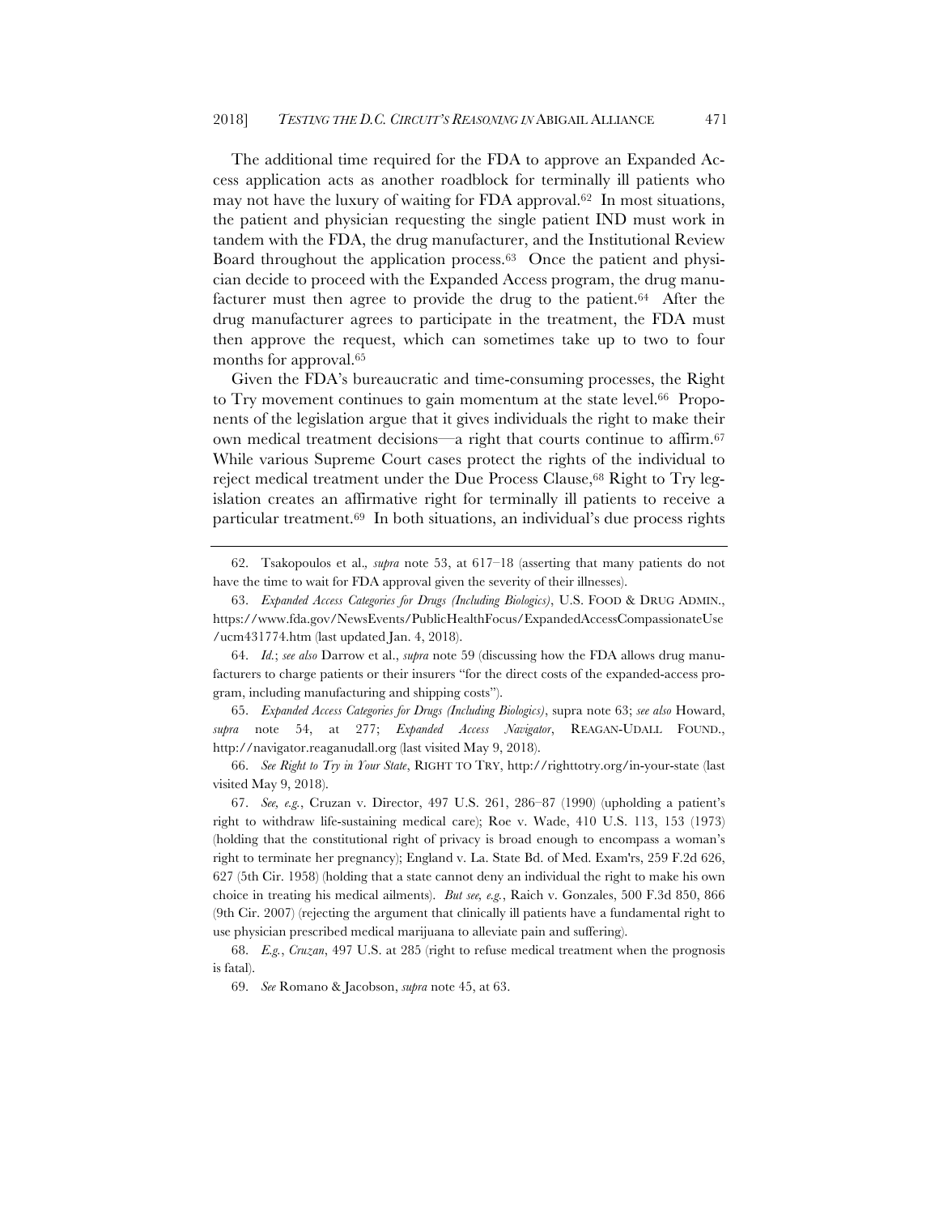The additional time required for the FDA to approve an Expanded Access application acts as another roadblock for terminally ill patients who may not have the luxury of waiting for FDA approval.[62] In most situations, the patient and physician requesting the single patient IND must work in tandem with the FDA, the drug manufacturer, and the Institutional Review Board throughout the application process.[63] Once the patient and physician decide to proceed with the Expanded Access program, the drug manufacturer must then agree to provide the drug to the patient.[64] After the drug manufacturer agrees to participate in the treatment, the FDA must then approve the request, which can sometimes take up to two to four months for approval.[65]

Given the FDA's bureaucratic and time-consuming processes, the Right to Try movement continues to gain momentum at the state level.[66] Proponents of the legislation argue that it gives individuals the right to make their own medical treatment decisions—a right that courts continue to affirm.[67] While various Supreme Court cases protect the rights of the individual to reject medical treatment under the Due Process Clause,[68] Right to Try legislation creates an affirmative right for terminally ill patients to receive a particular treatment.[69] In both situations, an individual's due process rights

---

62. Tsakopoulos et al., *supra* note 53, at 617–18 (asserting that many patients do not have the time to wait for FDA approval given the severity of their illnesses).

63. *Expanded Access Categories for Drugs (Including Biologics)*, U.S. FOOD & DRUG ADMIN., https://www.fda.gov/NewsEvents/PublicHealthFocus/ExpandedAccessCompassionateUse/ucm431774.htm (last updated Jan. 4, 2018).

64. *Id.*; *see also* Darrow et al., *supra* note 59 (discussing how the FDA allows drug manufacturers to charge patients or their insurers "for the direct costs of the expanded-access program, including manufacturing and shipping costs").

65. *Expanded Access Categories for Drugs (Including Biologics)*, supra note 63; *see also* Howard, *supra* note 54, at 277; *Expanded Access Navigator*, REAGAN-UDALL FOUND., http://navigator.reaganudall.org (last visited May 9, 2018).

66. *See Right to Try in Your State*, RIGHT TO TRY, http://righttotry.org/in-your-state (last visited May 9, 2018).

67. *See, e.g.*, Cruzan v. Director, 497 U.S. 261, 286–87 (1990) (upholding a patient's right to withdraw life-sustaining medical care); Roe v. Wade, 410 U.S. 113, 153 (1973) (holding that the constitutional right of privacy is broad enough to encompass a woman's right to terminate her pregnancy); England v. La. State Bd. of Med. Exam'rs, 259 F.2d 626, 627 (5th Cir. 1958) (holding that a state cannot deny an individual the right to make his own choice in treating his medical ailments). *But see, e.g.*, Raich v. Gonzales, 500 F.3d 850, 866 (9th Cir. 2007) (rejecting the argument that clinically ill patients have a fundamental right to use physician prescribed medical marijuana to alleviate pain and suffering).

68. *E.g.*, *Cruzan*, 497 U.S. at 285 (right to refuse medical treatment when the prognosis is fatal).

69. *See* Romano & Jacobson, *supra* note 45, at 63.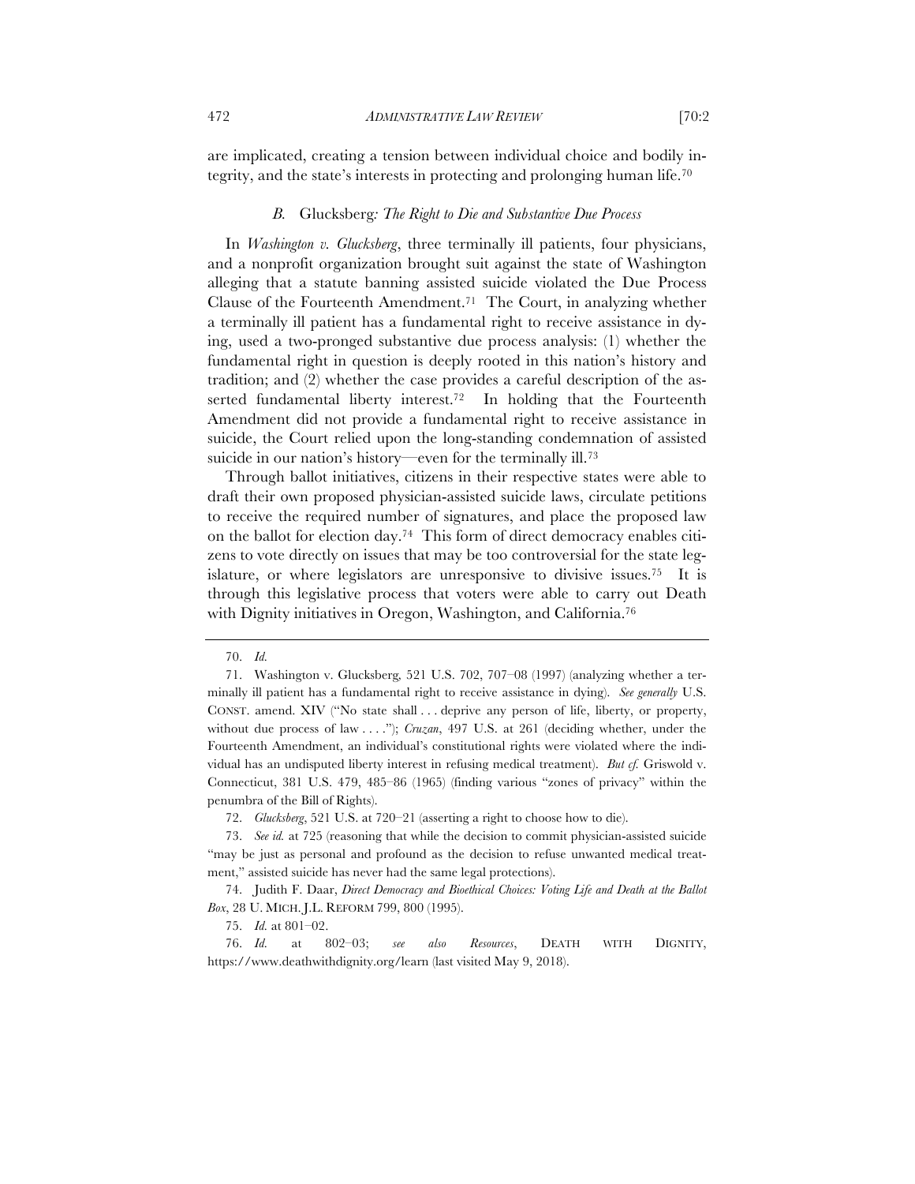are implicated, creating a tension between individual choice and bodily integrity, and the state's interests in protecting and prolonging human life.[70]

### *B.* *Glucksberg: The Right to Die and Substantive Due Process*

In *Washington v. Glucksberg*, three terminally ill patients, four physicians, and a nonprofit organization brought suit against the state of Washington alleging that a statute banning assisted suicide violated the Due Process Clause of the Fourteenth Amendment.[71] The Court, in analyzing whether a terminally ill patient has a fundamental right to receive assistance in dying, used a two-pronged substantive due process analysis: (1) whether the fundamental right in question is deeply rooted in this nation's history and tradition; and (2) whether the case provides a careful description of the asserted fundamental liberty interest.[72] In holding that the Fourteenth Amendment did not provide a fundamental right to receive assistance in suicide, the Court relied upon the long-standing condemnation of assisted suicide in our nation's history—even for the terminally ill.[73]

Through ballot initiatives, citizens in their respective states were able to draft their own proposed physician-assisted suicide laws, circulate petitions to receive the required number of signatures, and place the proposed law on the ballot for election day.[74] This form of direct democracy enables citizens to vote directly on issues that may be too controversial for the state legislature, or where legislators are unresponsive to divisive issues.[75] It is through this legislative process that voters were able to carry out Death with Dignity initiatives in Oregon, Washington, and California.[76]

---

70. *Id.*

71. Washington v. Glucksberg, 521 U.S. 702, 707–08 (1997) (analyzing whether a terminally ill patient has a fundamental right to receive assistance in dying). *See generally* U.S. CONST. amend. XIV ("No state shall . . . deprive any person of life, liberty, or property, without due process of law . . . ."); *Cruzan*, 497 U.S. at 261 (deciding whether, under the Fourteenth Amendment, an individual's constitutional rights were violated where the individual has an undisputed liberty interest in refusing medical treatment). *But cf.* Griswold v. Connecticut, 381 U.S. 479, 485–86 (1965) (finding various "zones of privacy" within the penumbra of the Bill of Rights).

72. *Glucksberg*, 521 U.S. at 720–21 (asserting a right to choose how to die).

73. *See id.* at 725 (reasoning that while the decision to commit physician-assisted suicide "may be just as personal and profound as the decision to refuse unwanted medical treatment," assisted suicide has never had the same legal protections).

74. Judith F. Daar, *Direct Democracy and Bioethical Choices: Voting Life and Death at the Ballot Box*, 28 U. MICH. J.L. REFORM 799, 800 (1995).

75. *Id.* at 801–02.

76. *Id.* at 802–03; *see also Resources*, DEATH WITH DIGNITY, https://www.deathwithdignity.org/learn (last visited May 9, 2018).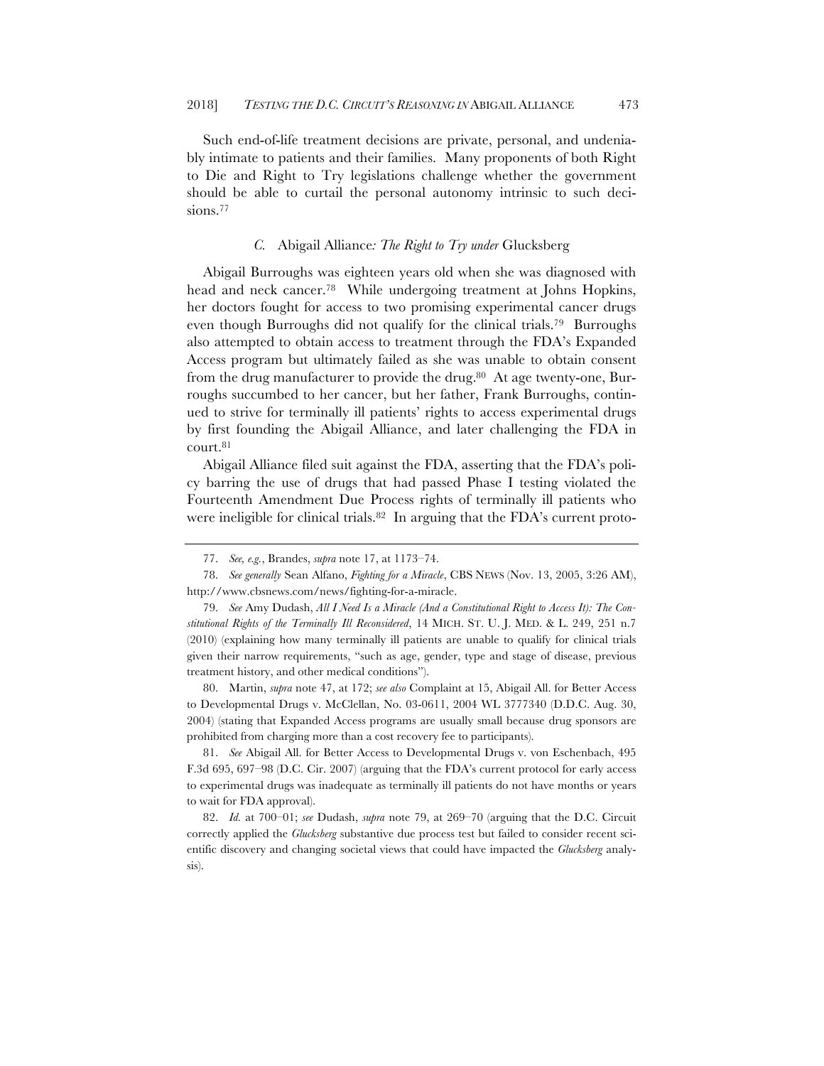Such end-of-life treatment decisions are private, personal, and undeniably intimate to patients and their families. Many proponents of both Right to Die and Right to Try legislations challenge whether the government should be able to curtail the personal autonomy intrinsic to such decisions.[77]

### *C.* Abigail Alliance*: The Right to Try under* Glucksberg

Abigail Burroughs was eighteen years old when she was diagnosed with head and neck cancer.[78] While undergoing treatment at Johns Hopkins, her doctors fought for access to two promising experimental cancer drugs even though Burroughs did not qualify for the clinical trials.[79] Burroughs also attempted to obtain access to treatment through the FDA's Expanded Access program but ultimately failed as she was unable to obtain consent from the drug manufacturer to provide the drug.[80] At age twenty-one, Burroughs succumbed to her cancer, but her father, Frank Burroughs, continued to strive for terminally ill patients' rights to access experimental drugs by first founding the Abigail Alliance, and later challenging the FDA in court.[81]

Abigail Alliance filed suit against the FDA, asserting that the FDA's policy barring the use of drugs that had passed Phase I testing violated the Fourteenth Amendment Due Process rights of terminally ill patients who were ineligible for clinical trials.[82] In arguing that the FDA's current proto-

---

77. *See, e.g.*, Brandes, *supra* note 17, at 1173–74.

78. *See generally* Sean Alfano, *Fighting for a Miracle*, CBS NEWS (Nov. 13, 2005, 3:26 AM), http://www.cbsnews.com/news/fighting-for-a-miracle.

79. *See* Amy Dudash, *All I Need Is a Miracle (And a Constitutional Right to Access It): The Constitutional Rights of the Terminally Ill Reconsidered*, 14 MICH. ST. U. J. MED. & L. 249, 251 n.7 (2010) (explaining how many terminally ill patients are unable to qualify for clinical trials given their narrow requirements, "such as age, gender, type and stage of disease, previous treatment history, and other medical conditions").

80. Martin, *supra* note 47, at 172; *see also* Complaint at 15, Abigail All. for Better Access to Developmental Drugs v. McClellan, No. 03-0611, 2004 WL 3777340 (D.D.C. Aug. 30, 2004) (stating that Expanded Access programs are usually small because drug sponsors are prohibited from charging more than a cost recovery fee to participants).

81. *See* Abigail All. for Better Access to Developmental Drugs v. von Eschenbach, 495 F.3d 695, 697–98 (D.C. Cir. 2007) (arguing that the FDA's current protocol for early access to experimental drugs was inadequate as terminally ill patients do not have months or years to wait for FDA approval).

82. *Id.* at 700–01; *see* Dudash, *supra* note 79, at 269–70 (arguing that the D.C. Circuit correctly applied the *Glucksberg* substantive due process test but failed to consider recent scientific discovery and changing societal views that could have impacted the *Glucksberg* analysis).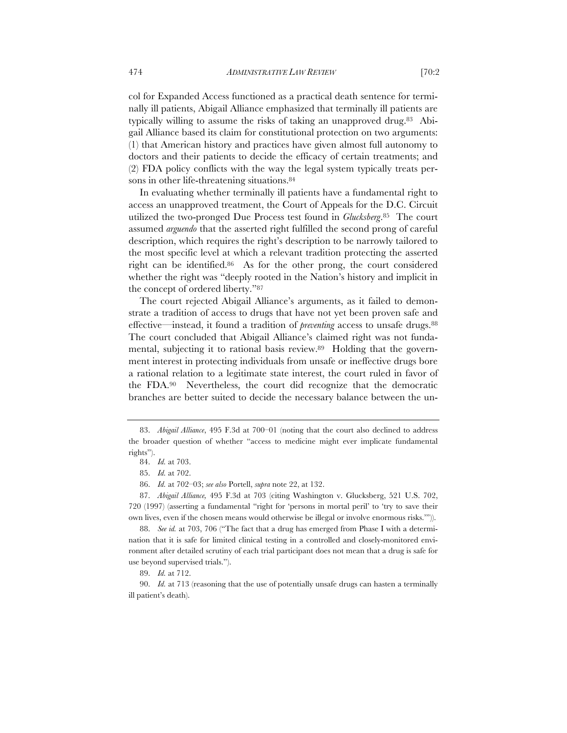col for Expanded Access functioned as a practical death sentence for terminally ill patients, Abigail Alliance emphasized that terminally ill patients are typically willing to assume the risks of taking an unapproved drug.[83] Abigail Alliance based its claim for constitutional protection on two arguments: (1) that American history and practices have given almost full autonomy to doctors and their patients to decide the efficacy of certain treatments; and (2) FDA policy conflicts with the way the legal system typically treats persons in other life-threatening situations.[84]

In evaluating whether terminally ill patients have a fundamental right to access an unapproved treatment, the Court of Appeals for the D.C. Circuit utilized the two-pronged Due Process test found in *Glucksberg*.[85] The court assumed *arguendo* that the asserted right fulfilled the second prong of careful description, which requires the right's description to be narrowly tailored to the most specific level at which a relevant tradition protecting the asserted right can be identified.[86] As for the other prong, the court considered whether the right was "deeply rooted in the Nation's history and implicit in the concept of ordered liberty."[87]

The court rejected Abigail Alliance's arguments, as it failed to demonstrate a tradition of access to drugs that have not yet been proven safe and effective—instead, it found a tradition of *preventing* access to unsafe drugs.[88] The court concluded that Abigail Alliance's claimed right was not fundamental, subjecting it to rational basis review.[89] Holding that the government interest in protecting individuals from unsafe or ineffective drugs bore a rational relation to a legitimate state interest, the court ruled in favor of the FDA.[90] Nevertheless, the court did recognize that the democratic branches are better suited to decide the necessary balance between the un-

---

83. *Abigail Alliance*, 495 F.3d at 700–01 (noting that the court also declined to address the broader question of whether "access to medicine might ever implicate fundamental rights").

84. *Id.* at 703.

85. *Id.* at 702.

86. *Id.* at 702–03; *see also* Portell, *supra* note 22, at 132.

87. *Abigail Alliance*, 495 F.3d at 703 (citing Washington v. Glucksberg, 521 U.S. 702, 720 (1997) (asserting a fundamental "right for 'persons in mortal peril' to 'try to save their own lives, even if the chosen means would otherwise be illegal or involve enormous risks.'")).

88. *See id.* at 703, 706 ("The fact that a drug has emerged from Phase I with a determination that it is safe for limited clinical testing in a controlled and closely-monitored environment after detailed scrutiny of each trial participant does not mean that a drug is safe for use beyond supervised trials.").

89. *Id.* at 712.

90. *Id.* at 713 (reasoning that the use of potentially unsafe drugs can hasten a terminally ill patient's death).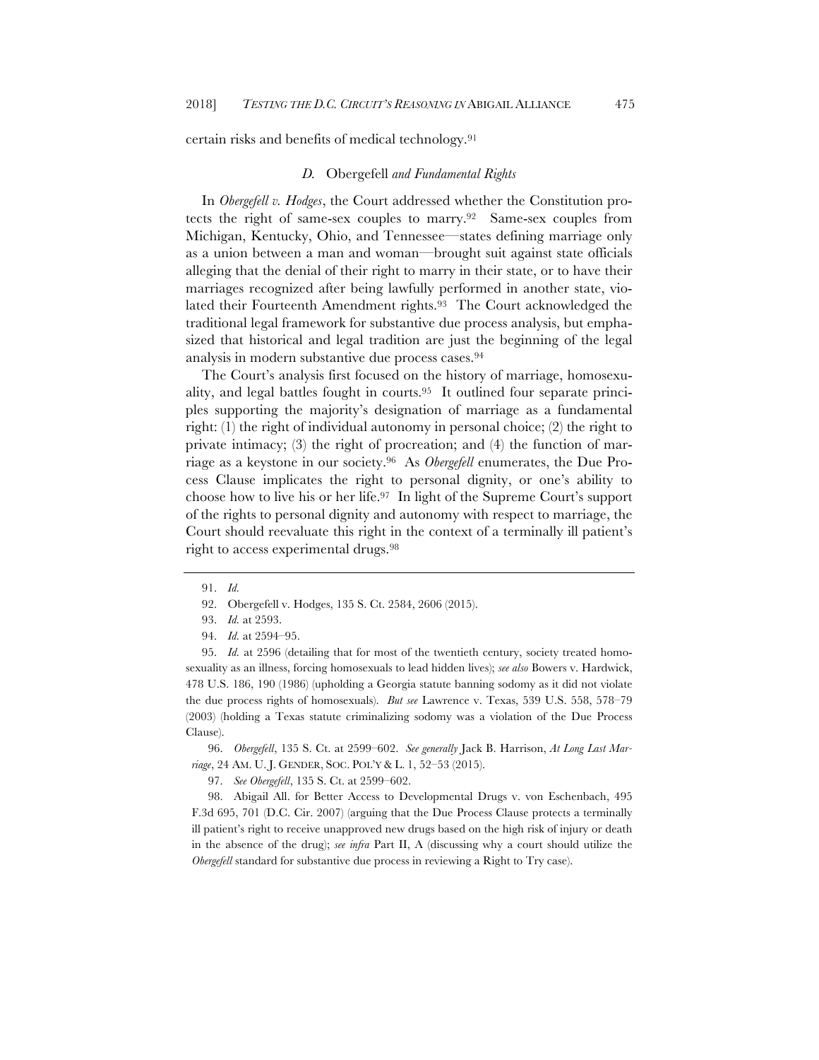certain risks and benefits of medical technology.[91]

### *D.* Obergefell *and Fundamental Rights*

In *Obergefell v. Hodges*, the Court addressed whether the Constitution protects the right of same-sex couples to marry.[92] Same-sex couples from Michigan, Kentucky, Ohio, and Tennessee—states defining marriage only as a union between a man and woman—brought suit against state officials alleging that the denial of their right to marry in their state, or to have their marriages recognized after being lawfully performed in another state, violated their Fourteenth Amendment rights.[93] The Court acknowledged the traditional legal framework for substantive due process analysis, but emphasized that historical and legal tradition are just the beginning of the legal analysis in modern substantive due process cases.[94]

The Court's analysis first focused on the history of marriage, homosexuality, and legal battles fought in courts.[95] It outlined four separate principles supporting the majority's designation of marriage as a fundamental right: (1) the right of individual autonomy in personal choice; (2) the right to private intimacy; (3) the right of procreation; and (4) the function of marriage as a keystone in our society.[96] As *Obergefell* enumerates, the Due Process Clause implicates the right to personal dignity, or one's ability to choose how to live his or her life.[97] In light of the Supreme Court's support of the rights to personal dignity and autonomy with respect to marriage, the Court should reevaluate this right in the context of a terminally ill patient's right to access experimental drugs.[98]

---

91. *Id.*

92. Obergefell v. Hodges, 135 S. Ct. 2584, 2606 (2015).

93. *Id.* at 2593.

94. *Id.* at 2594–95.

95. *Id.* at 2596 (detailing that for most of the twentieth century, society treated homosexuality as an illness, forcing homosexuals to lead hidden lives); *see also* Bowers v. Hardwick, 478 U.S. 186, 190 (1986) (upholding a Georgia statute banning sodomy as it did not violate the due process rights of homosexuals). *But see* Lawrence v. Texas, 539 U.S. 558, 578–79 (2003) (holding a Texas statute criminalizing sodomy was a violation of the Due Process Clause).

96. *Obergefell*, 135 S. Ct. at 2599–602. *See generally* Jack B. Harrison, *At Long Last Marriage*, 24 AM. U. J. GENDER, SOC. POL'Y & L. 1, 52–53 (2015).

97. *See Obergefell*, 135 S. Ct. at 2599–602.

98. Abigail All. for Better Access to Developmental Drugs v. von Eschenbach, 495 F.3d 695, 701 (D.C. Cir. 2007) (arguing that the Due Process Clause protects a terminally ill patient's right to receive unapproved new drugs based on the high risk of injury or death in the absence of the drug); *see infra* Part II, A (discussing why a court should utilize the *Obergefell* standard for substantive due process in reviewing a Right to Try case).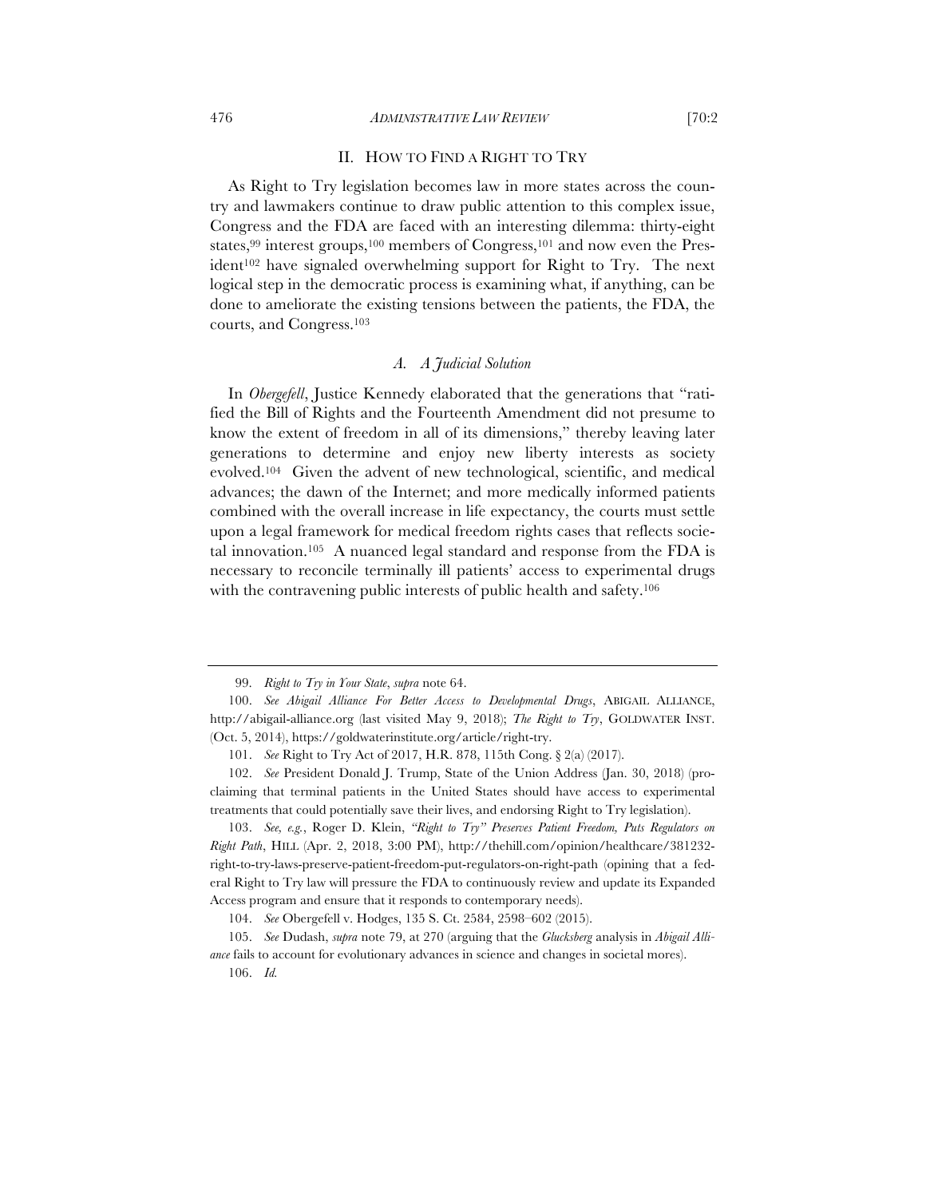## II. HOW TO FIND A RIGHT TO TRY

As Right to Try legislation becomes law in more states across the country and lawmakers continue to draw public attention to this complex issue, Congress and the FDA are faced with an interesting dilemma: thirty-eight states,[99] interest groups,[100] members of Congress,[101] and now even the President[102] have signaled overwhelming support for Right to Try. The next logical step in the democratic process is examining what, if anything, can be done to ameliorate the existing tensions between the patients, the FDA, the courts, and Congress.[103]

### *A. A Judicial Solution*

In *Obergefell*, Justice Kennedy elaborated that the generations that "ratified the Bill of Rights and the Fourteenth Amendment did not presume to know the extent of freedom in all of its dimensions," thereby leaving later generations to determine and enjoy new liberty interests as society evolved.[104] Given the advent of new technological, scientific, and medical advances; the dawn of the Internet; and more medically informed patients combined with the overall increase in life expectancy, the courts must settle upon a legal framework for medical freedom rights cases that reflects societal innovation.[105] A nuanced legal standard and response from the FDA is necessary to reconcile terminally ill patients' access to experimental drugs with the contravening public interests of public health and safety.[106]

---

99. *Right to Try in Your State*, *supra* note 64.

100. *See Abigail Alliance For Better Access to Developmental Drugs*, ABIGAIL ALLIANCE, http://abigail-alliance.org (last visited May 9, 2018); *The Right to Try*, GOLDWATER INST. (Oct. 5, 2014), https://goldwaterinstitute.org/article/right-try.

101. *See* Right to Try Act of 2017, H.R. 878, 115th Cong. § 2(a) (2017).

102. *See* President Donald J. Trump, State of the Union Address (Jan. 30, 2018) (proclaiming that terminal patients in the United States should have access to experimental treatments that could potentially save their lives, and endorsing Right to Try legislation).

103. *See, e.g.*, Roger D. Klein, *"Right to Try" Preserves Patient Freedom, Puts Regulators on Right Path*, HILL (Apr. 2, 2018, 3:00 PM), http://thehill.com/opinion/healthcare/381232-right-to-try-laws-preserve-patient-freedom-put-regulators-on-right-path (opining that a federal Right to Try law will pressure the FDA to continuously review and update its Expanded Access program and ensure that it responds to contemporary needs).

104. *See* Obergefell v. Hodges, 135 S. Ct. 2584, 2598–602 (2015).

105. *See* Dudash, *supra* note 79, at 270 (arguing that the *Glucksberg* analysis in *Abigail Alliance* fails to account for evolutionary advances in science and changes in societal mores).

106. *Id.*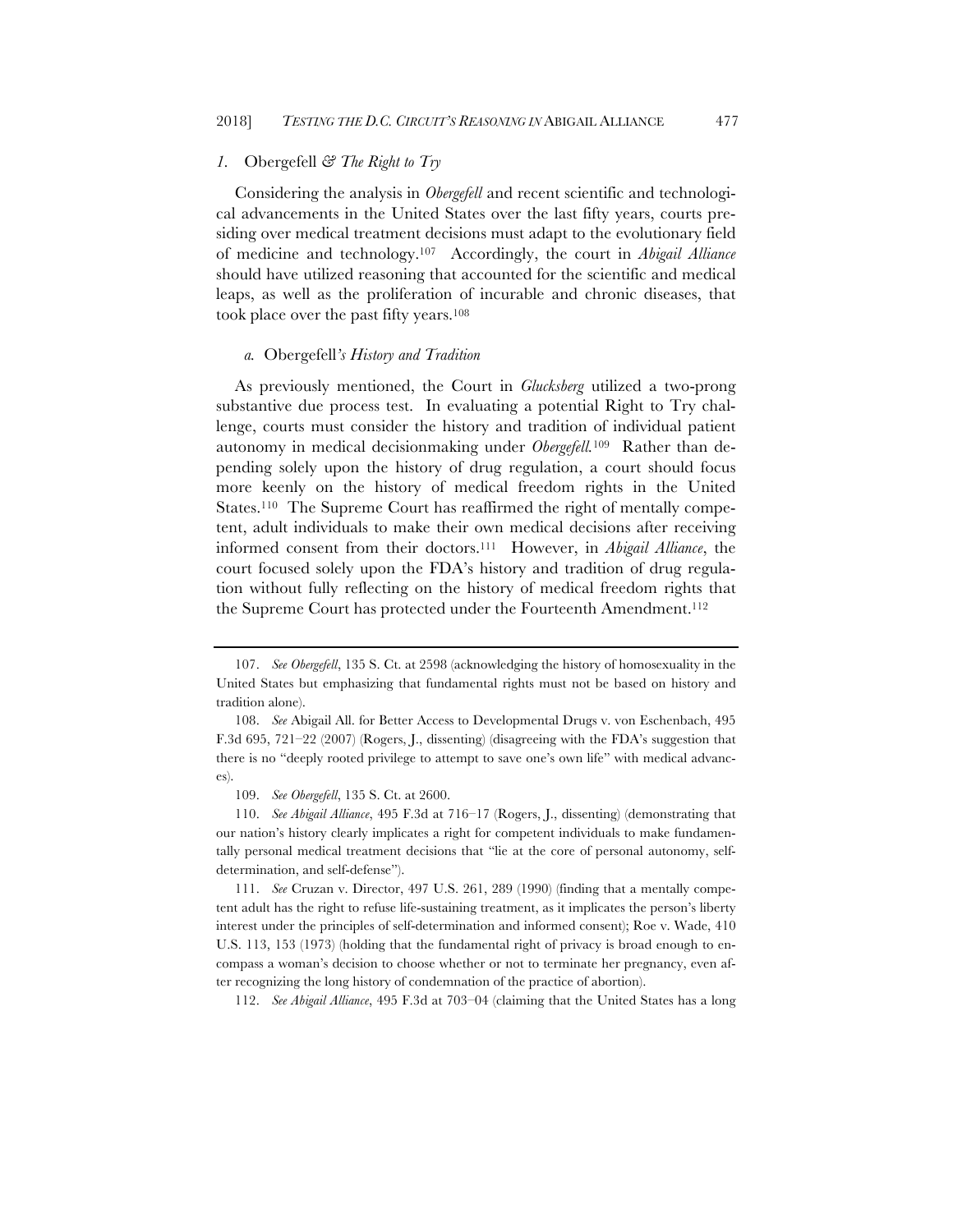### *1.* Obergefell *& The Right to Try*

Considering the analysis in *Obergefell* and recent scientific and technological advancements in the United States over the last fifty years, courts presiding over medical treatment decisions must adapt to the evolutionary field of medicine and technology.[107] Accordingly, the court in *Abigail Alliance* should have utilized reasoning that accounted for the scientific and medical leaps, as well as the proliferation of incurable and chronic diseases, that took place over the past fifty years.[108]

#### *a.* Obergefell*'s History and Tradition*

As previously mentioned, the Court in *Glucksberg* utilized a two-prong substantive due process test. In evaluating a potential Right to Try challenge, courts must consider the history and tradition of individual patient autonomy in medical decisionmaking under *Obergefell*.[109] Rather than depending solely upon the history of drug regulation, a court should focus more keenly on the history of medical freedom rights in the United States.[110] The Supreme Court has reaffirmed the right of mentally competent, adult individuals to make their own medical decisions after receiving informed consent from their doctors.[111] However, in *Abigail Alliance*, the court focused solely upon the FDA's history and tradition of drug regulation without fully reflecting on the history of medical freedom rights that the Supreme Court has protected under the Fourteenth Amendment.[112]

---

107. *See Obergefell*, 135 S. Ct. at 2598 (acknowledging the history of homosexuality in the United States but emphasizing that fundamental rights must not be based on history and tradition alone).

108. *See* Abigail All. for Better Access to Developmental Drugs v. von Eschenbach, 495 F.3d 695, 721–22 (2007) (Rogers, J., dissenting) (disagreeing with the FDA's suggestion that there is no "deeply rooted privilege to attempt to save one's own life" with medical advances).

109. *See Obergefell*, 135 S. Ct. at 2600.

110. *See Abigail Alliance*, 495 F.3d at 716–17 (Rogers, J., dissenting) (demonstrating that our nation's history clearly implicates a right for competent individuals to make fundamentally personal medical treatment decisions that "lie at the core of personal autonomy, self-determination, and self-defense").

111. *See* Cruzan v. Director, 497 U.S. 261, 289 (1990) (finding that a mentally competent adult has the right to refuse life-sustaining treatment, as it implicates the person's liberty interest under the principles of self-determination and informed consent); Roe v. Wade, 410 U.S. 113, 153 (1973) (holding that the fundamental right of privacy is broad enough to encompass a woman's decision to choose whether or not to terminate her pregnancy, even after recognizing the long history of condemnation of the practice of abortion).

112. *See Abigail Alliance*, 495 F.3d at 703–04 (claiming that the United States has a long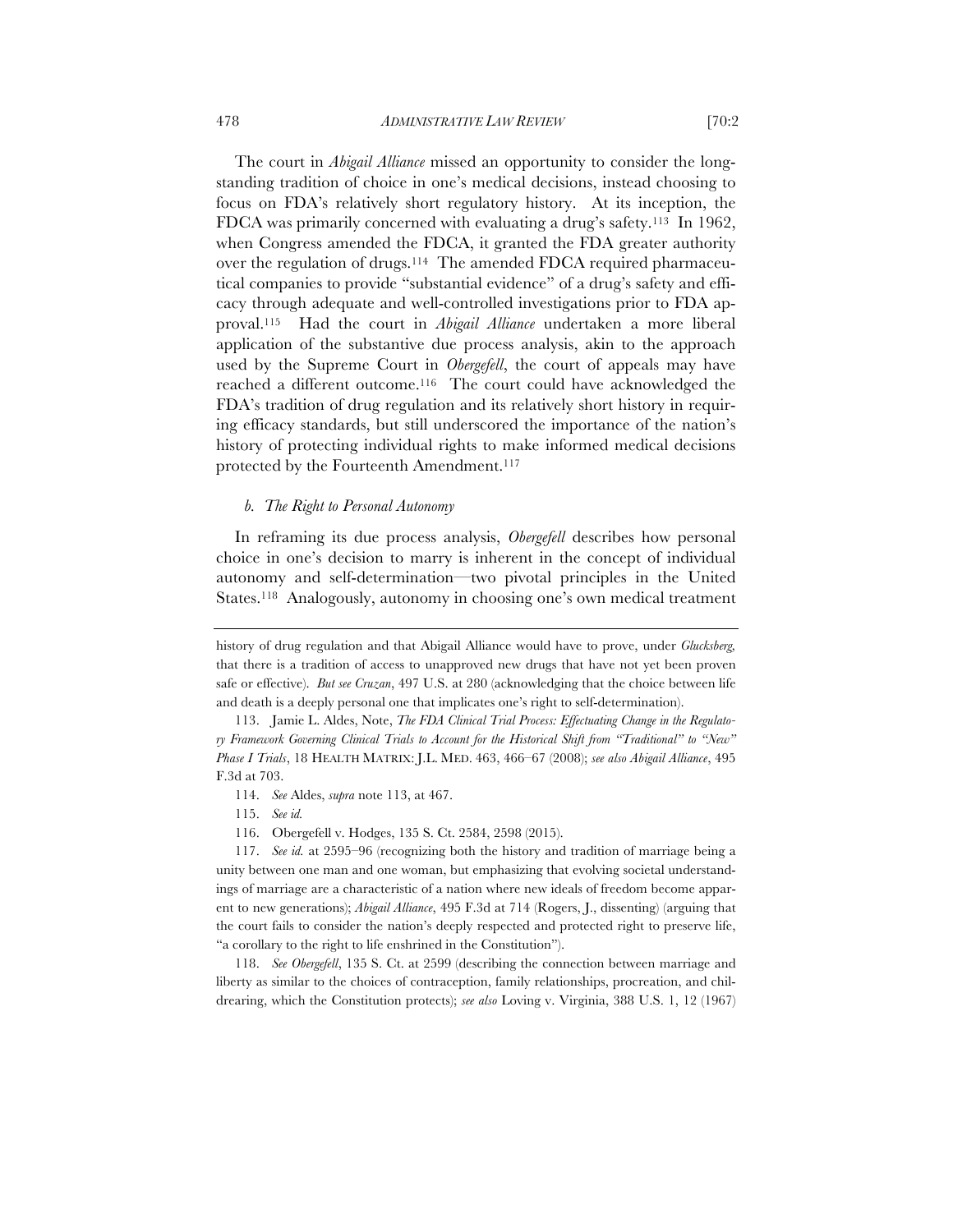The court in *Abigail Alliance* missed an opportunity to consider the longstanding tradition of choice in one's medical decisions, instead choosing to focus on FDA's relatively short regulatory history. At its inception, the FDCA was primarily concerned with evaluating a drug's safety.[113] In 1962, when Congress amended the FDCA, it granted the FDA greater authority over the regulation of drugs.[114] The amended FDCA required pharmaceutical companies to provide "substantial evidence" of a drug's safety and efficacy through adequate and well-controlled investigations prior to FDA approval.[115] Had the court in *Abigail Alliance* undertaken a more liberal application of the substantive due process analysis, akin to the approach used by the Supreme Court in *Obergefell*, the court of appeals may have reached a different outcome.[116] The court could have acknowledged the FDA's tradition of drug regulation and its relatively short history in requiring efficacy standards, but still underscored the importance of the nation's history of protecting individual rights to make informed medical decisions protected by the Fourteenth Amendment.[117]

### *b. The Right to Personal Autonomy*

In reframing its due process analysis, *Obergefell* describes how personal choice in one's decision to marry is inherent in the concept of individual autonomy and self-determination—two pivotal principles in the United States.[118] Analogously, autonomy in choosing one's own medical treatment

---

history of drug regulation and that Abigail Alliance would have to prove, under *Glucksberg*, that there is a tradition of access to unapproved new drugs that have not yet been proven safe or effective). *But see Cruzan*, 497 U.S. at 280 (acknowledging that the choice between life and death is a deeply personal one that implicates one's right to self-determination).

113. Jamie L. Aldes, Note, *The FDA Clinical Trial Process: Effectuating Change in the Regulatory Framework Governing Clinical Trials to Account for the Historical Shift from "Traditional" to "New" Phase I Trials*, 18 HEALTH MATRIX: J.L. MED. 463, 466–67 (2008); *see also Abigail Alliance*, 495 F.3d at 703.

114. *See* Aldes, *supra* note 113, at 467.

115. *See id.*

116. Obergefell v. Hodges, 135 S. Ct. 2584, 2598 (2015).

117. *See id.* at 2595–96 (recognizing both the history and tradition of marriage being a unity between one man and one woman, but emphasizing that evolving societal understandings of marriage are a characteristic of a nation where new ideals of freedom become apparent to new generations); *Abigail Alliance*, 495 F.3d at 714 (Rogers, J., dissenting) (arguing that the court fails to consider the nation's deeply respected and protected right to preserve life, "a corollary to the right to life enshrined in the Constitution").

118. *See Obergefell*, 135 S. Ct. at 2599 (describing the connection between marriage and liberty as similar to the choices of contraception, family relationships, procreation, and childrearing, which the Constitution protects); *see also* Loving v. Virginia, 388 U.S. 1, 12 (1967)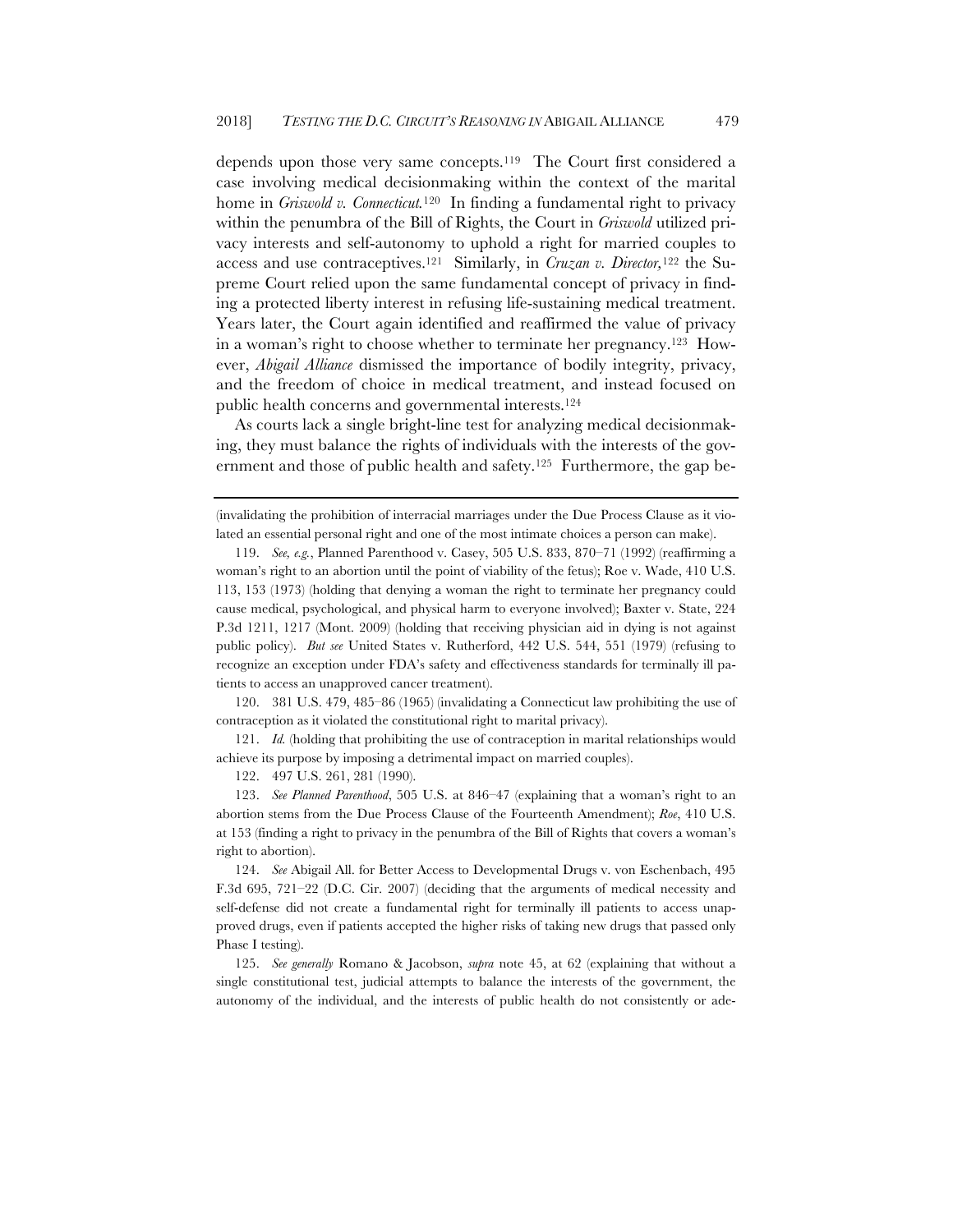depends upon those very same concepts.[119] The Court first considered a case involving medical decisionmaking within the context of the marital home in *Griswold v. Connecticut.*[120] In finding a fundamental right to privacy within the penumbra of the Bill of Rights, the Court in *Griswold* utilized privacy interests and self-autonomy to uphold a right for married couples to access and use contraceptives.[121] Similarly, in *Cruzan v. Director,*[122] the Supreme Court relied upon the same fundamental concept of privacy in finding a protected liberty interest in refusing life-sustaining medical treatment. Years later, the Court again identified and reaffirmed the value of privacy in a woman's right to choose whether to terminate her pregnancy.[123] However, *Abigail Alliance* dismissed the importance of bodily integrity, privacy, and the freedom of choice in medical treatment, and instead focused on public health concerns and governmental interests.[124]

As courts lack a single bright-line test for analyzing medical decisionmaking, they must balance the rights of individuals with the interests of the government and those of public health and safety.[125] Furthermore, the gap be-

---

(invalidating the prohibition of interracial marriages under the Due Process Clause as it violated an essential personal right and one of the most intimate choices a person can make).

119. *See, e.g.*, Planned Parenthood v. Casey, 505 U.S. 833, 870–71 (1992) (reaffirming a woman's right to an abortion until the point of viability of the fetus); Roe v. Wade, 410 U.S. 113, 153 (1973) (holding that denying a woman the right to terminate her pregnancy could cause medical, psychological, and physical harm to everyone involved); Baxter v. State, 224 P.3d 1211, 1217 (Mont. 2009) (holding that receiving physician aid in dying is not against public policy). *But see* United States v. Rutherford, 442 U.S. 544, 551 (1979) (refusing to recognize an exception under FDA's safety and effectiveness standards for terminally ill patients to access an unapproved cancer treatment).

120. 381 U.S. 479, 485–86 (1965) (invalidating a Connecticut law prohibiting the use of contraception as it violated the constitutional right to marital privacy).

121. *Id.* (holding that prohibiting the use of contraception in marital relationships would achieve its purpose by imposing a detrimental impact on married couples).

122. 497 U.S. 261, 281 (1990).

123. *See Planned Parenthood*, 505 U.S. at 846–47 (explaining that a woman's right to an abortion stems from the Due Process Clause of the Fourteenth Amendment); *Roe*, 410 U.S. at 153 (finding a right to privacy in the penumbra of the Bill of Rights that covers a woman's right to abortion).

124. *See* Abigail All. for Better Access to Developmental Drugs v. von Eschenbach, 495 F.3d 695, 721–22 (D.C. Cir. 2007) (deciding that the arguments of medical necessity and self-defense did not create a fundamental right for terminally ill patients to access unapproved drugs, even if patients accepted the higher risks of taking new drugs that passed only Phase I testing).

125. *See generally* Romano & Jacobson, *supra* note 45, at 62 (explaining that without a single constitutional test, judicial attempts to balance the interests of the government, the autonomy of the individual, and the interests of public health do not consistently or ade-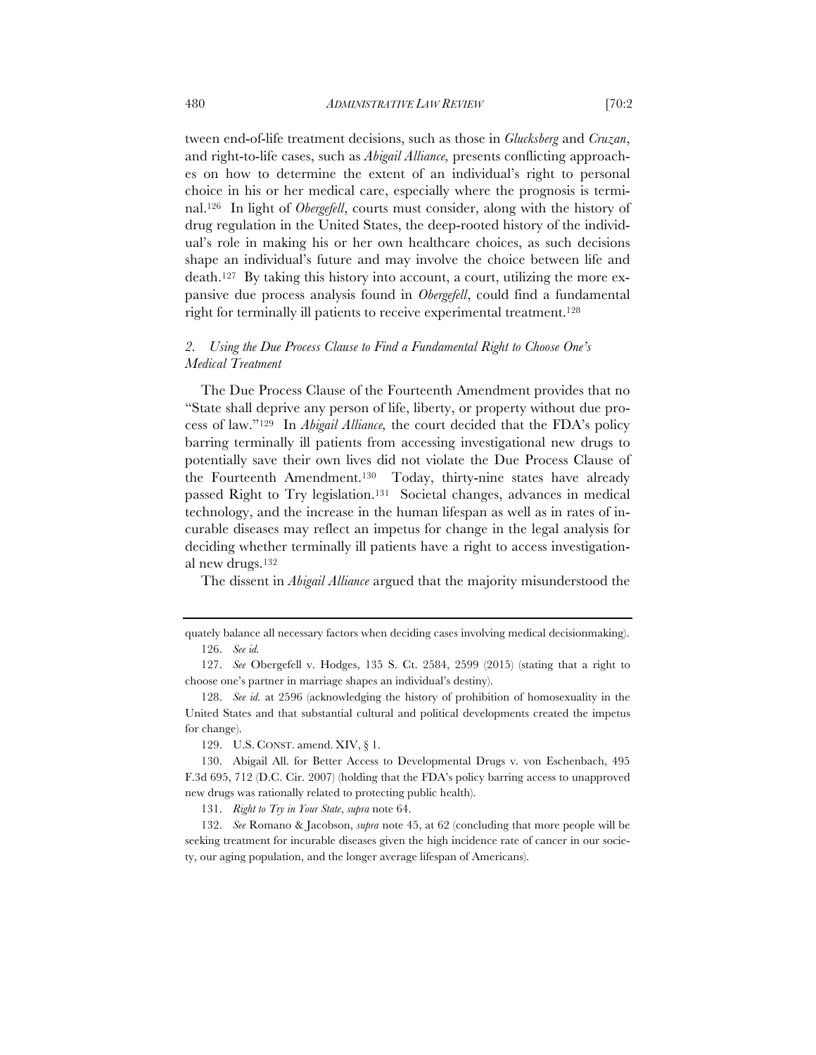tween end-of-life treatment decisions, such as those in *Glucksberg* and *Cruzan*, and right-to-life cases, such as *Abigail Alliance,* presents conflicting approaches on how to determine the extent of an individual's right to personal choice in his or her medical care, especially where the prognosis is terminal.[126] In light of *Obergefell*, courts must consider, along with the history of drug regulation in the United States, the deep-rooted history of the individual's role in making his or her own healthcare choices, as such decisions shape an individual's future and may involve the choice between life and death.[127] By taking this history into account, a court, utilizing the more expansive due process analysis found in *Obergefell*, could find a fundamental right for terminally ill patients to receive experimental treatment.[128]

### 2. *Using the Due Process Clause to Find a Fundamental Right to Choose One's Medical Treatment*

The Due Process Clause of the Fourteenth Amendment provides that no "State shall deprive any person of life, liberty, or property without due process of law."[129] In *Abigail Alliance,* the court decided that the FDA's policy barring terminally ill patients from accessing investigational new drugs to potentially save their own lives did not violate the Due Process Clause of the Fourteenth Amendment.[130] Today, thirty-nine states have already passed Right to Try legislation.[131] Societal changes, advances in medical technology, and the increase in the human lifespan as well as in rates of incurable diseases may reflect an impetus for change in the legal analysis for deciding whether terminally ill patients have a right to access investigational new drugs.[132]

The dissent in *Abigail Alliance* argued that the majority misunderstood the

---

quately balance all necessary factors when deciding cases involving medical decisionmaking).

126. *See id.*

127. *See* Obergefell v. Hodges, 135 S. Ct. 2584, 2599 (2015) (stating that a right to choose one's partner in marriage shapes an individual's destiny).

128. *See id.* at 2596 (acknowledging the history of prohibition of homosexuality in the United States and that substantial cultural and political developments created the impetus for change).

129. U.S. CONST. amend. XIV, § 1.

130. Abigail All. for Better Access to Developmental Drugs v. von Eschenbach, 495 F.3d 695, 712 (D.C. Cir. 2007) (holding that the FDA's policy barring access to unapproved new drugs was rationally related to protecting public health).

131. *Right to Try in Your State*, *supra* note 64.

132. *See* Romano & Jacobson, *supra* note 45, at 62 (concluding that more people will be seeking treatment for incurable diseases given the high incidence rate of cancer in our society, our aging population, and the longer average lifespan of Americans).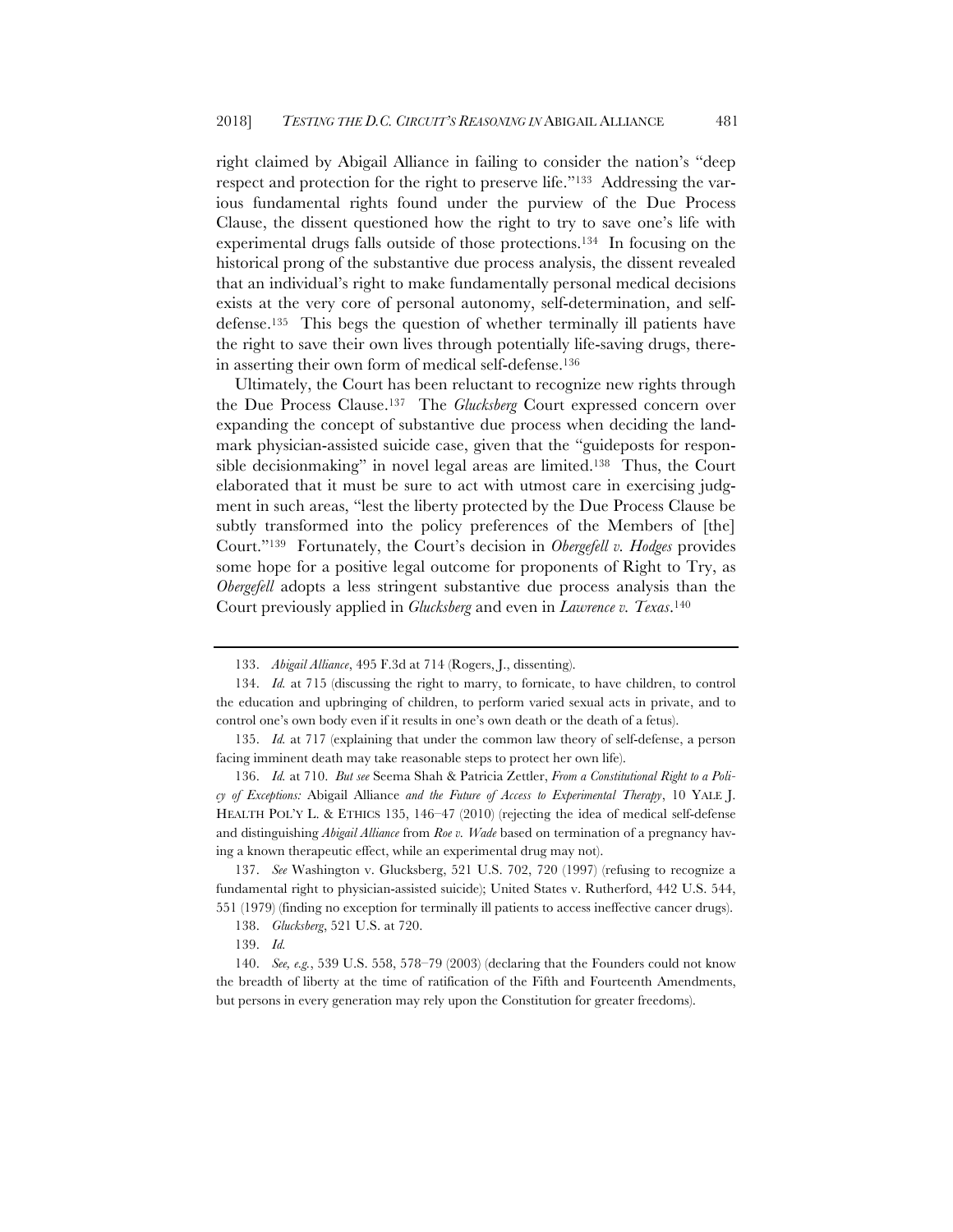right claimed by Abigail Alliance in failing to consider the nation's "deep respect and protection for the right to preserve life."[133] Addressing the various fundamental rights found under the purview of the Due Process Clause, the dissent questioned how the right to try to save one's life with experimental drugs falls outside of those protections.[134] In focusing on the historical prong of the substantive due process analysis, the dissent revealed that an individual's right to make fundamentally personal medical decisions exists at the very core of personal autonomy, self-determination, and self-defense.[135] This begs the question of whether terminally ill patients have the right to save their own lives through potentially life-saving drugs, therein asserting their own form of medical self-defense.[136]

Ultimately, the Court has been reluctant to recognize new rights through the Due Process Clause.[137] The *Glucksberg* Court expressed concern over expanding the concept of substantive due process when deciding the landmark physician-assisted suicide case, given that the "guideposts for responsible decisionmaking" in novel legal areas are limited.[138] Thus, the Court elaborated that it must be sure to act with utmost care in exercising judgment in such areas, "lest the liberty protected by the Due Process Clause be subtly transformed into the policy preferences of the Members of [the] Court."[139] Fortunately, the Court's decision in *Obergefell v. Hodges* provides some hope for a positive legal outcome for proponents of Right to Try, as *Obergefell* adopts a less stringent substantive due process analysis than the Court previously applied in *Glucksberg* and even in *Lawrence v. Texas*.[140]

---

133. *Abigail Alliance*, 495 F.3d at 714 (Rogers, J., dissenting).

134. *Id.* at 715 (discussing the right to marry, to fornicate, to have children, to control the education and upbringing of children, to perform varied sexual acts in private, and to control one's own body even if it results in one's own death or the death of a fetus).

135. *Id.* at 717 (explaining that under the common law theory of self-defense, a person facing imminent death may take reasonable steps to protect her own life).

136. *Id.* at 710. *But see* Seema Shah & Patricia Zettler, *From a Constitutional Right to a Policy of Exceptions:* Abigail Alliance *and the Future of Access to Experimental Therapy*, 10 YALE J. HEALTH POL'Y L. & ETHICS 135, 146–47 (2010) (rejecting the idea of medical self-defense and distinguishing *Abigail Alliance* from *Roe v. Wade* based on termination of a pregnancy having a known therapeutic effect, while an experimental drug may not).

137. *See* Washington v. Glucksberg, 521 U.S. 702, 720 (1997) (refusing to recognize a fundamental right to physician-assisted suicide); United States v. Rutherford, 442 U.S. 544, 551 (1979) (finding no exception for terminally ill patients to access ineffective cancer drugs).

138. *Glucksberg*, 521 U.S. at 720.

139. *Id.*

140. *See, e.g.*, 539 U.S. 558, 578–79 (2003) (declaring that the Founders could not know the breadth of liberty at the time of ratification of the Fifth and Fourteenth Amendments, but persons in every generation may rely upon the Constitution for greater freedoms).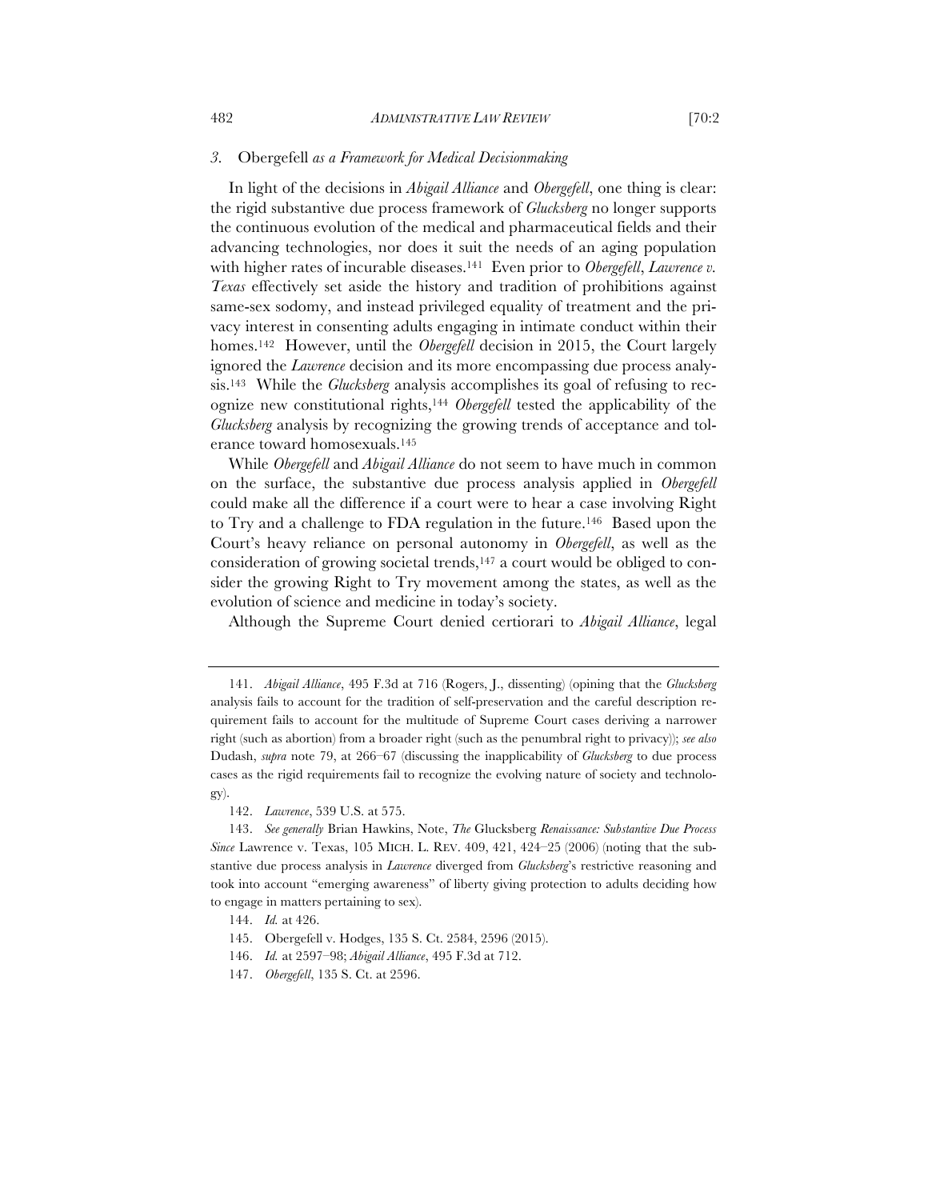### *3.* Obergefell *as a Framework for Medical Decisionmaking*

In light of the decisions in *Abigail Alliance* and *Obergefell*, one thing is clear: the rigid substantive due process framework of *Glucksberg* no longer supports the continuous evolution of the medical and pharmaceutical fields and their advancing technologies, nor does it suit the needs of an aging population with higher rates of incurable diseases.[141] Even prior to *Obergefell*, *Lawrence v. Texas* effectively set aside the history and tradition of prohibitions against same-sex sodomy, and instead privileged equality of treatment and the privacy interest in consenting adults engaging in intimate conduct within their homes.[142] However, until the *Obergefell* decision in 2015, the Court largely ignored the *Lawrence* decision and its more encompassing due process analysis.[143] While the *Glucksberg* analysis accomplishes its goal of refusing to recognize new constitutional rights,[144] *Obergefell* tested the applicability of the *Glucksberg* analysis by recognizing the growing trends of acceptance and tolerance toward homosexuals.[145]

While *Obergefell* and *Abigail Alliance* do not seem to have much in common on the surface, the substantive due process analysis applied in *Obergefell* could make all the difference if a court were to hear a case involving Right to Try and a challenge to FDA regulation in the future.[146] Based upon the Court's heavy reliance on personal autonomy in *Obergefell*, as well as the consideration of growing societal trends,[147] a court would be obliged to consider the growing Right to Try movement among the states, as well as the evolution of science and medicine in today's society.

Although the Supreme Court denied certiorari to *Abigail Alliance*, legal

---

141. *Abigail Alliance*, 495 F.3d at 716 (Rogers, J., dissenting) (opining that the *Glucksberg* analysis fails to account for the tradition of self-preservation and the careful description requirement fails to account for the multitude of Supreme Court cases deriving a narrower right (such as abortion) from a broader right (such as the penumbral right to privacy)); *see also* Dudash, *supra* note 79, at 266–67 (discussing the inapplicability of *Glucksberg* to due process cases as the rigid requirements fail to recognize the evolving nature of society and technology).

142. *Lawrence*, 539 U.S. at 575.

143. *See generally* Brian Hawkins, Note, *The* Glucksberg *Renaissance: Substantive Due Process Since* Lawrence v. Texas, 105 MICH. L. REV. 409, 421, 424–25 (2006) (noting that the substantive due process analysis in *Lawrence* diverged from *Glucksberg*'s restrictive reasoning and took into account "emerging awareness" of liberty giving protection to adults deciding how to engage in matters pertaining to sex).

144. *Id.* at 426.

145. Obergefell v. Hodges, 135 S. Ct. 2584, 2596 (2015).

146. *Id.* at 2597–98; *Abigail Alliance*, 495 F.3d at 712.

147. *Obergefell*, 135 S. Ct. at 2596.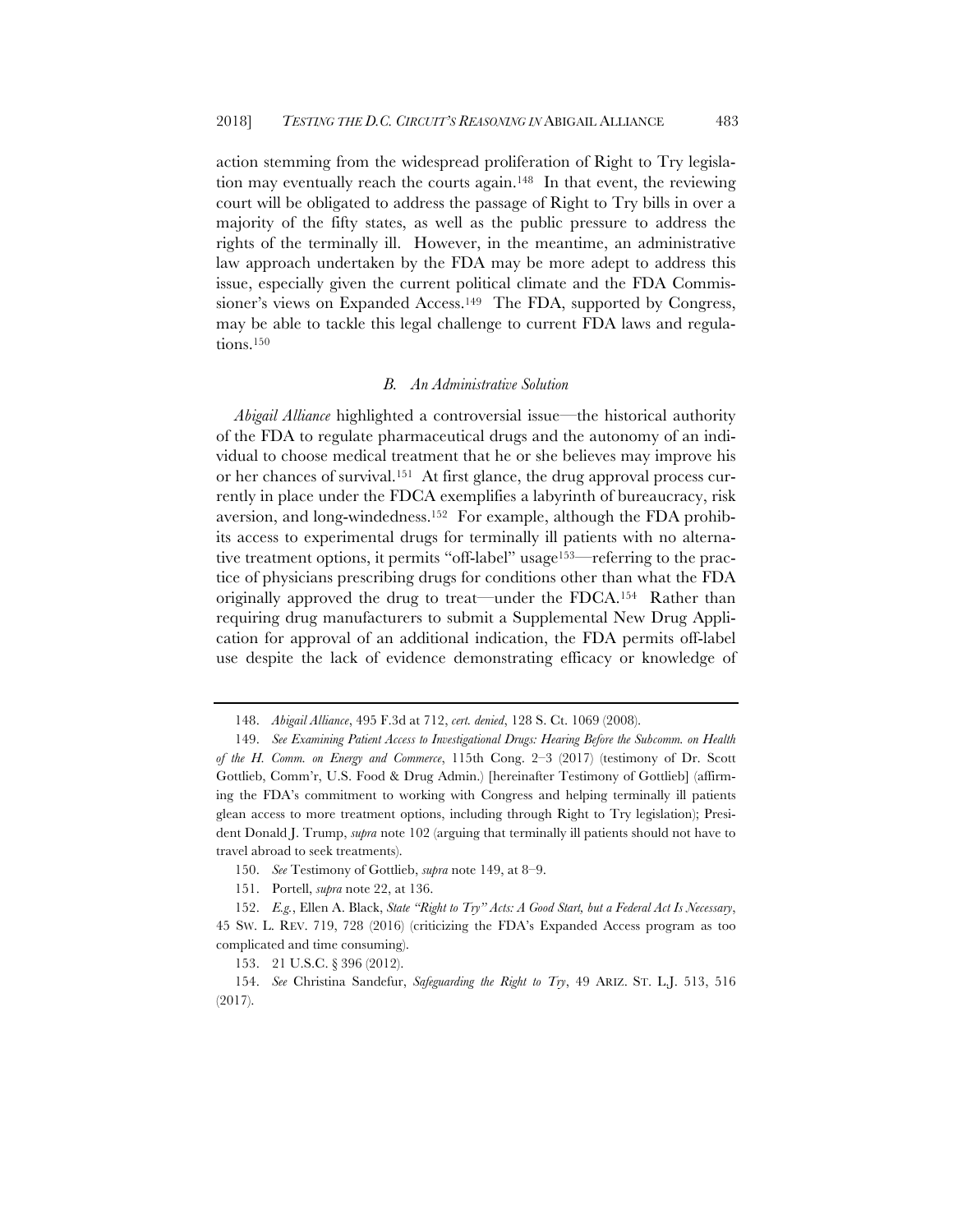action stemming from the widespread proliferation of Right to Try legislation may eventually reach the courts again.[148] In that event, the reviewing court will be obligated to address the passage of Right to Try bills in over a majority of the fifty states, as well as the public pressure to address the rights of the terminally ill. However, in the meantime, an administrative law approach undertaken by the FDA may be more adept to address this issue, especially given the current political climate and the FDA Commissioner's views on Expanded Access.[149] The FDA, supported by Congress, may be able to tackle this legal challenge to current FDA laws and regulations.[150]

### *B. An Administrative Solution*

*Abigail Alliance* highlighted a controversial issue—the historical authority of the FDA to regulate pharmaceutical drugs and the autonomy of an individual to choose medical treatment that he or she believes may improve his or her chances of survival.[151] At first glance, the drug approval process currently in place under the FDCA exemplifies a labyrinth of bureaucracy, risk aversion, and long-windedness.[152] For example, although the FDA prohibits access to experimental drugs for terminally ill patients with no alternative treatment options, it permits "off-label" usage[153]—referring to the practice of physicians prescribing drugs for conditions other than what the FDA originally approved the drug to treat—under the FDCA.[154] Rather than requiring drug manufacturers to submit a Supplemental New Drug Application for approval of an additional indication, the FDA permits off-label use despite the lack of evidence demonstrating efficacy or knowledge of

---

148. *Abigail Alliance*, 495 F.3d at 712, *cert. denied*, 128 S. Ct. 1069 (2008).

149. *See Examining Patient Access to Investigational Drugs: Hearing Before the Subcomm. on Health of the H. Comm. on Energy and Commerce*, 115th Cong. 2–3 (2017) (testimony of Dr. Scott Gottlieb, Comm'r, U.S. Food & Drug Admin.) [hereinafter Testimony of Gottlieb] (affirming the FDA's commitment to working with Congress and helping terminally ill patients glean access to more treatment options, including through Right to Try legislation); President Donald J. Trump, *supra* note 102 (arguing that terminally ill patients should not have to travel abroad to seek treatments).

150. *See* Testimony of Gottlieb, *supra* note 149, at 8–9.

151. Portell, *supra* note 22, at 136.

152. *E.g.*, Ellen A. Black, *State "Right to Try" Acts: A Good Start, but a Federal Act Is Necessary*, 45 SW. L. REV. 719, 728 (2016) (criticizing the FDA's Expanded Access program as too complicated and time consuming).

153. 21 U.S.C. § 396 (2012).

154. *See* Christina Sandefur, *Safeguarding the Right to Try*, 49 ARIZ. ST. L.J. 513, 516 (2017).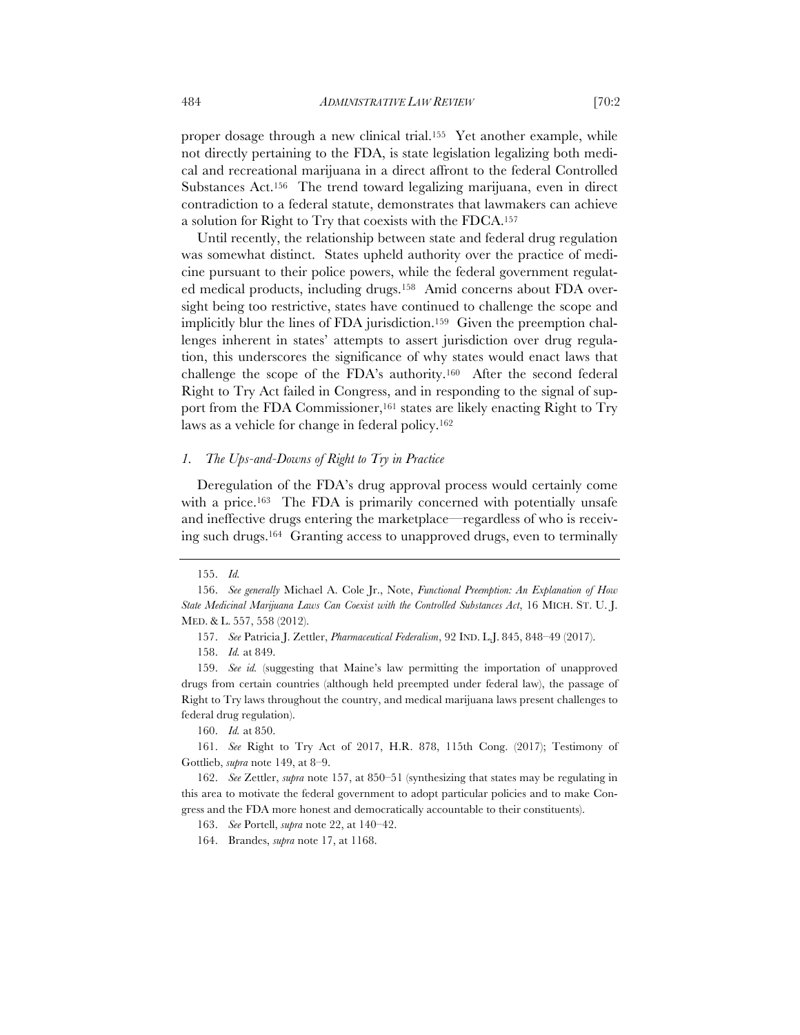proper dosage through a new clinical trial.[155] Yet another example, while not directly pertaining to the FDA, is state legislation legalizing both medical and recreational marijuana in a direct affront to the federal Controlled Substances Act.[156] The trend toward legalizing marijuana, even in direct contradiction to a federal statute, demonstrates that lawmakers can achieve a solution for Right to Try that coexists with the FDCA.[157]

Until recently, the relationship between state and federal drug regulation was somewhat distinct. States upheld authority over the practice of medicine pursuant to their police powers, while the federal government regulated medical products, including drugs.[158] Amid concerns about FDA oversight being too restrictive, states have continued to challenge the scope and implicitly blur the lines of FDA jurisdiction.[159] Given the preemption challenges inherent in states' attempts to assert jurisdiction over drug regulation, this underscores the significance of why states would enact laws that challenge the scope of the FDA's authority.[160] After the second federal Right to Try Act failed in Congress, and in responding to the signal of support from the FDA Commissioner,[161] states are likely enacting Right to Try laws as a vehicle for change in federal policy.[162]

### *1. The Ups-and-Downs of Right to Try in Practice*

Deregulation of the FDA's drug approval process would certainly come with a price.[163] The FDA is primarily concerned with potentially unsafe and ineffective drugs entering the marketplace—regardless of who is receiving such drugs.[164] Granting access to unapproved drugs, even to terminally

---

155. *Id.*

156. *See generally* Michael A. Cole Jr., Note, *Functional Preemption: An Explanation of How State Medicinal Marijuana Laws Can Coexist with the Controlled Substances Act*, 16 MICH. ST. U. J. MED. & L. 557, 558 (2012).

157. *See* Patricia J. Zettler, *Pharmaceutical Federalism*, 92 IND. L.J. 845, 848–49 (2017).

158. *Id.* at 849.

159. *See id.* (suggesting that Maine's law permitting the importation of unapproved drugs from certain countries (although held preempted under federal law), the passage of Right to Try laws throughout the country, and medical marijuana laws present challenges to federal drug regulation).

160. *Id.* at 850.

161. *See* Right to Try Act of 2017, H.R. 878, 115th Cong. (2017); Testimony of Gottlieb, *supra* note 149, at 8–9.

162. *See* Zettler, *supra* note 157, at 850–51 (synthesizing that states may be regulating in this area to motivate the federal government to adopt particular policies and to make Congress and the FDA more honest and democratically accountable to their constituents).

163. *See* Portell, *supra* note 22, at 140–42.

164. Brandes, *supra* note 17, at 1168.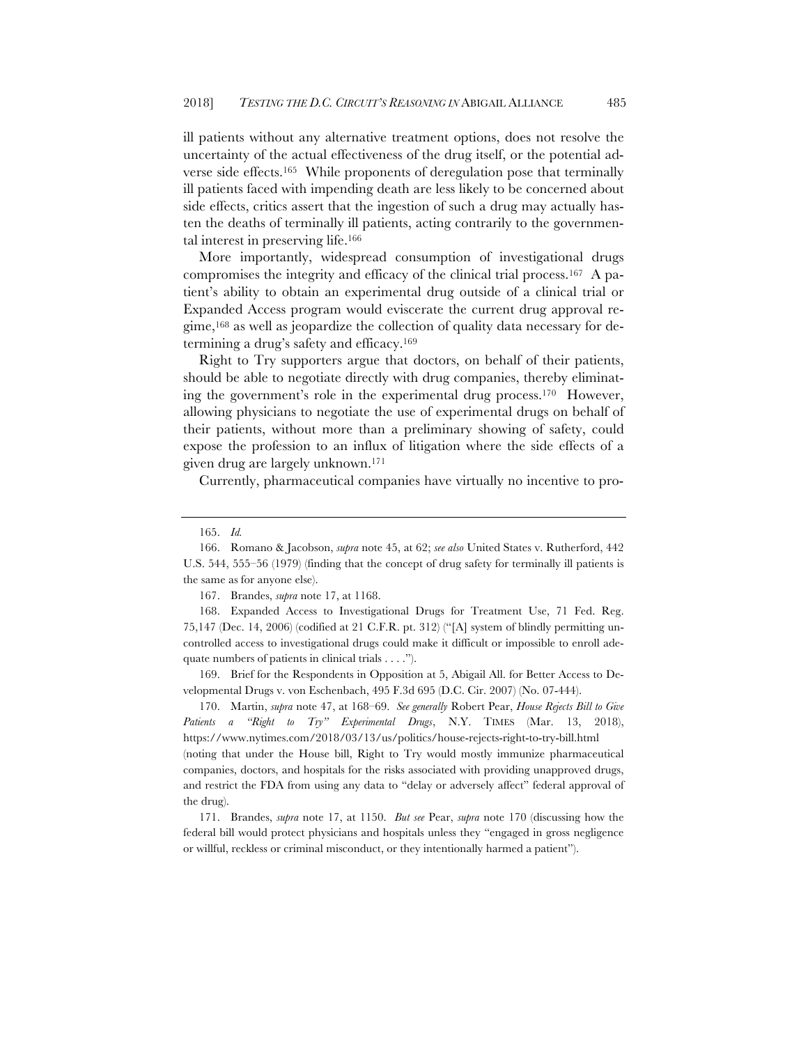ill patients without any alternative treatment options, does not resolve the uncertainty of the actual effectiveness of the drug itself, or the potential adverse side effects.[165] While proponents of deregulation pose that terminally ill patients faced with impending death are less likely to be concerned about side effects, critics assert that the ingestion of such a drug may actually hasten the deaths of terminally ill patients, acting contrarily to the governmental interest in preserving life.[166]

More importantly, widespread consumption of investigational drugs compromises the integrity and efficacy of the clinical trial process.[167] A patient's ability to obtain an experimental drug outside of a clinical trial or Expanded Access program would eviscerate the current drug approval regime,[168] as well as jeopardize the collection of quality data necessary for determining a drug's safety and efficacy.[169]

Right to Try supporters argue that doctors, on behalf of their patients, should be able to negotiate directly with drug companies, thereby eliminating the government's role in the experimental drug process.[170] However, allowing physicians to negotiate the use of experimental drugs on behalf of their patients, without more than a preliminary showing of safety, could expose the profession to an influx of litigation where the side effects of a given drug are largely unknown.[171]

Currently, pharmaceutical companies have virtually no incentive to pro-

---

165. *Id.*

166. Romano & Jacobson, *supra* note 45, at 62; *see also* United States v. Rutherford, 442 U.S. 544, 555–56 (1979) (finding that the concept of drug safety for terminally ill patients is the same as for anyone else).

167. Brandes, *supra* note 17, at 1168.

168. Expanded Access to Investigational Drugs for Treatment Use, 71 Fed. Reg. 75,147 (Dec. 14, 2006) (codified at 21 C.F.R. pt. 312) ("[A] system of blindly permitting uncontrolled access to investigational drugs could make it difficult or impossible to enroll adequate numbers of patients in clinical trials . . . .").

169. Brief for the Respondents in Opposition at 5, Abigail All. for Better Access to Developmental Drugs v. von Eschenbach, 495 F.3d 695 (D.C. Cir. 2007) (No. 07-444).

170. Martin, *supra* note 47, at 168–69. *See generally* Robert Pear, *House Rejects Bill to Give Patients a "Right to Try" Experimental Drugs*, N.Y. TIMES (Mar. 13, 2018), https://www.nytimes.com/2018/03/13/us/politics/house-rejects-right-to-try-bill.html (noting that under the House bill, Right to Try would mostly immunize pharmaceutical companies, doctors, and hospitals for the risks associated with providing unapproved drugs, and restrict the FDA from using any data to "delay or adversely affect" federal approval of the drug).

171. Brandes, *supra* note 17, at 1150. *But see* Pear, *supra* note 170 (discussing how the federal bill would protect physicians and hospitals unless they "engaged in gross negligence or willful, reckless or criminal misconduct, or they intentionally harmed a patient").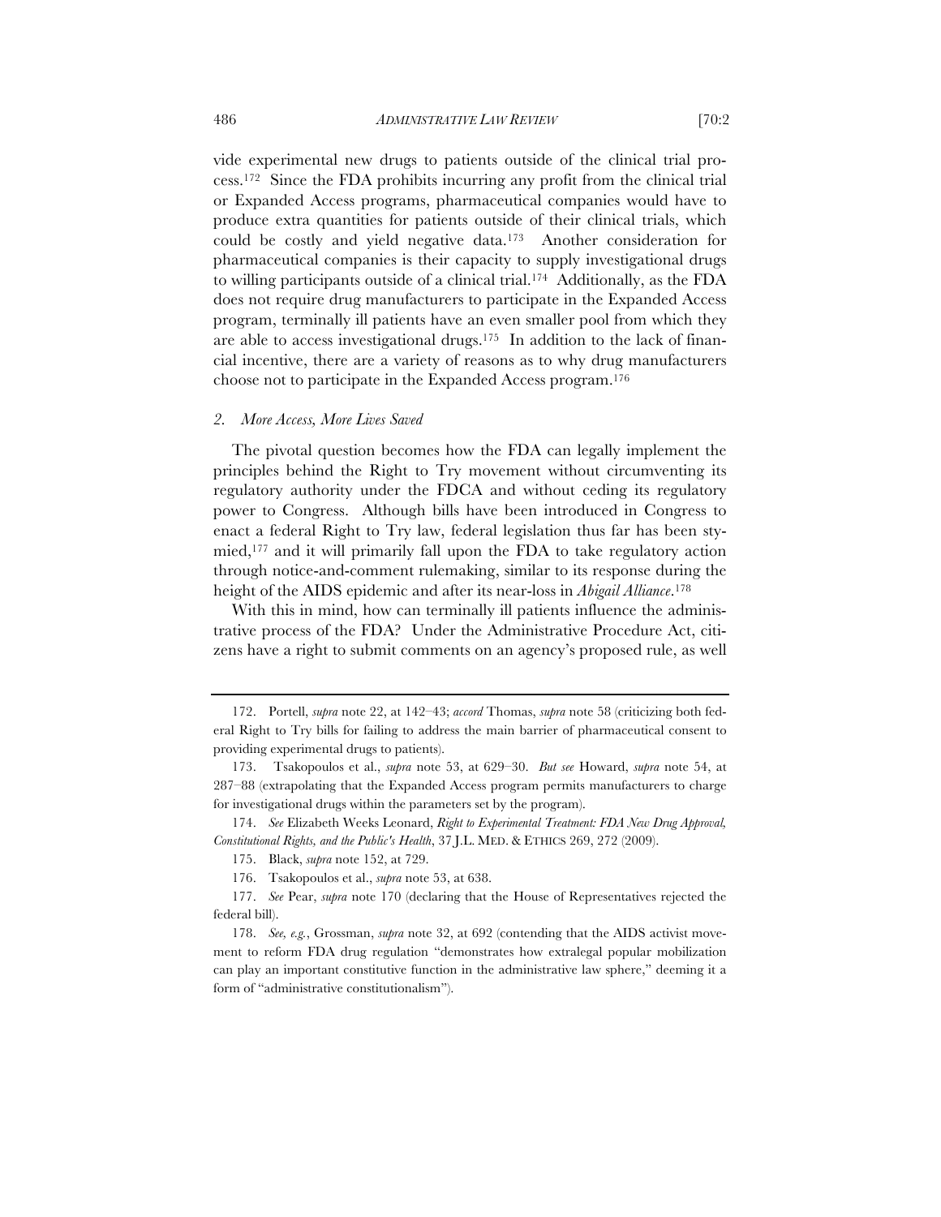vide experimental new drugs to patients outside of the clinical trial process.[172] Since the FDA prohibits incurring any profit from the clinical trial or Expanded Access programs, pharmaceutical companies would have to produce extra quantities for patients outside of their clinical trials, which could be costly and yield negative data.[173] Another consideration for pharmaceutical companies is their capacity to supply investigational drugs to willing participants outside of a clinical trial.[174] Additionally, as the FDA does not require drug manufacturers to participate in the Expanded Access program, terminally ill patients have an even smaller pool from which they are able to access investigational drugs.[175] In addition to the lack of financial incentive, there are a variety of reasons as to why drug manufacturers choose not to participate in the Expanded Access program.[176]

### 2. *More Access, More Lives Saved*

The pivotal question becomes how the FDA can legally implement the principles behind the Right to Try movement without circumventing its regulatory authority under the FDCA and without ceding its regulatory power to Congress. Although bills have been introduced in Congress to enact a federal Right to Try law, federal legislation thus far has been stymied,[177] and it will primarily fall upon the FDA to take regulatory action through notice-and-comment rulemaking, similar to its response during the height of the AIDS epidemic and after its near-loss in *Abigail Alliance*.[178]

With this in mind, how can terminally ill patients influence the administrative process of the FDA? Under the Administrative Procedure Act, citizens have a right to submit comments on an agency's proposed rule, as well

---

172. Portell, *supra* note 22, at 142–43; *accord* Thomas, *supra* note 58 (criticizing both federal Right to Try bills for failing to address the main barrier of pharmaceutical consent to providing experimental drugs to patients).

173. Tsakopoulos et al., *supra* note 53, at 629–30. *But see* Howard, *supra* note 54, at 287–88 (extrapolating that the Expanded Access program permits manufacturers to charge for investigational drugs within the parameters set by the program).

174. *See* Elizabeth Weeks Leonard, *Right to Experimental Treatment: FDA New Drug Approval, Constitutional Rights, and the Public's Health*, 37 J.L. MED. & ETHICS 269, 272 (2009).

175. Black, *supra* note 152, at 729.

176. Tsakopoulos et al., *supra* note 53, at 638.

177. *See* Pear, *supra* note 170 (declaring that the House of Representatives rejected the federal bill).

178. *See, e.g.*, Grossman, *supra* note 32, at 692 (contending that the AIDS activist movement to reform FDA drug regulation "demonstrates how extralegal popular mobilization can play an important constitutive function in the administrative law sphere," deeming it a form of "administrative constitutionalism").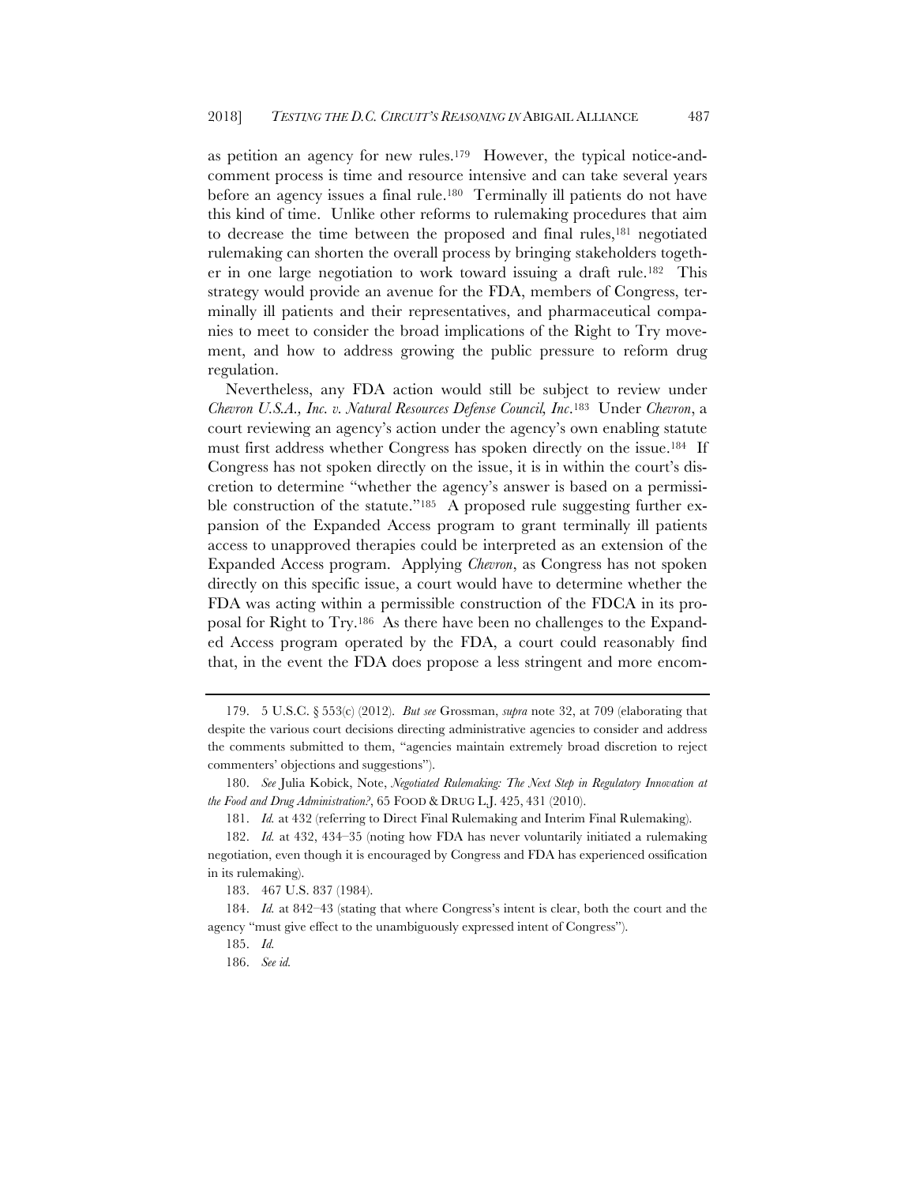as petition an agency for new rules.[179] However, the typical notice-and-comment process is time and resource intensive and can take several years before an agency issues a final rule.[180] Terminally ill patients do not have this kind of time. Unlike other reforms to rulemaking procedures that aim to decrease the time between the proposed and final rules,[181] negotiated rulemaking can shorten the overall process by bringing stakeholders together in one large negotiation to work toward issuing a draft rule.[182] This strategy would provide an avenue for the FDA, members of Congress, terminally ill patients and their representatives, and pharmaceutical companies to meet to consider the broad implications of the Right to Try movement, and how to address growing the public pressure to reform drug regulation.

Nevertheless, any FDA action would still be subject to review under *Chevron U.S.A., Inc. v. Natural Resources Defense Council, Inc*.[183] Under *Chevron*, a court reviewing an agency's action under the agency's own enabling statute must first address whether Congress has spoken directly on the issue.[184] If Congress has not spoken directly on the issue, it is in within the court's discretion to determine "whether the agency's answer is based on a permissible construction of the statute."[185] A proposed rule suggesting further expansion of the Expanded Access program to grant terminally ill patients access to unapproved therapies could be interpreted as an extension of the Expanded Access program. Applying *Chevron*, as Congress has not spoken directly on this specific issue, a court would have to determine whether the FDA was acting within a permissible construction of the FDCA in its proposal for Right to Try.[186] As there have been no challenges to the Expanded Access program operated by the FDA, a court could reasonably find that, in the event the FDA does propose a less stringent and more encom-

---

179. 5 U.S.C. § 553(c) (2012). *But see* Grossman, *supra* note 32, at 709 (elaborating that despite the various court decisions directing administrative agencies to consider and address the comments submitted to them, "agencies maintain extremely broad discretion to reject commenters' objections and suggestions").

180. *See* Julia Kobick, Note, *Negotiated Rulemaking: The Next Step in Regulatory Innovation at the Food and Drug Administration?*, 65 FOOD & DRUG L.J. 425, 431 (2010).

181. *Id.* at 432 (referring to Direct Final Rulemaking and Interim Final Rulemaking).

182. *Id.* at 432, 434–35 (noting how FDA has never voluntarily initiated a rulemaking negotiation, even though it is encouraged by Congress and FDA has experienced ossification in its rulemaking).

183. 467 U.S. 837 (1984).

184. *Id.* at 842–43 (stating that where Congress's intent is clear, both the court and the agency "must give effect to the unambiguously expressed intent of Congress").

185. *Id.*

186. *See id.*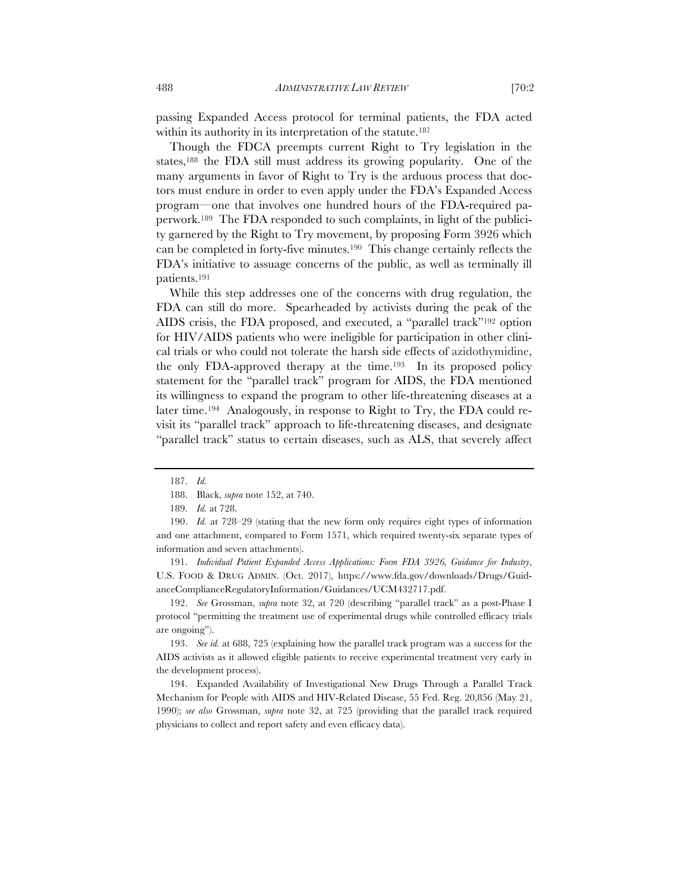passing Expanded Access protocol for terminal patients, the FDA acted within its authority in its interpretation of the statute.[187]

Though the FDCA preempts current Right to Try legislation in the states,[188] the FDA still must address its growing popularity. One of the many arguments in favor of Right to Try is the arduous process that doctors must endure in order to even apply under the FDA's Expanded Access program—one that involves one hundred hours of the FDA-required paperwork.[189] The FDA responded to such complaints, in light of the publicity garnered by the Right to Try movement, by proposing Form 3926 which can be completed in forty-five minutes.[190] This change certainly reflects the FDA's initiative to assuage concerns of the public, as well as terminally ill patients.[191]

While this step addresses one of the concerns with drug regulation, the FDA can still do more. Spearheaded by activists during the peak of the AIDS crisis, the FDA proposed, and executed, a "parallel track"[192] option for HIV/AIDS patients who were ineligible for participation in other clinical trials or who could not tolerate the harsh side effects of azidothymidine, the only FDA-approved therapy at the time.[193] In its proposed policy statement for the "parallel track" program for AIDS, the FDA mentioned its willingness to expand the program to other life-threatening diseases at a later time.[194] Analogously, in response to Right to Try, the FDA could revisit its "parallel track" approach to life-threatening diseases, and designate "parallel track" status to certain diseases, such as ALS, that severely affect

---

187. *Id.*

188. Black, *supra* note 152, at 740.

189. *Id.* at 728.

190. *Id.* at 728–29 (stating that the new form only requires eight types of information and one attachment, compared to Form 1571, which required twenty-six separate types of information and seven attachments).

191. *Individual Patient Expanded Access Applications: Form FDA 3926, Guidance for Industry*, U.S. FOOD & DRUG ADMIN. (Oct. 2017), https://www.fda.gov/downloads/Drugs/GuidanceComplianceRegulatoryInformation/Guidances/UCM432717.pdf.

192. *See* Grossman, *supra* note 32, at 720 (describing "parallel track" as a post-Phase I protocol "permitting the treatment use of experimental drugs while controlled efficacy trials are ongoing").

193. *See id.* at 688, 725 (explaining how the parallel track program was a success for the AIDS activists as it allowed eligible patients to receive experimental treatment very early in the development process).

194. Expanded Availability of Investigational New Drugs Through a Parallel Track Mechanism for People with AIDS and HIV-Related Disease, 55 Fed. Reg. 20,856 (May 21, 1990); *see also* Grossman, *supra* note 32, at 725 (providing that the parallel track required physicians to collect and report safety and even efficacy data).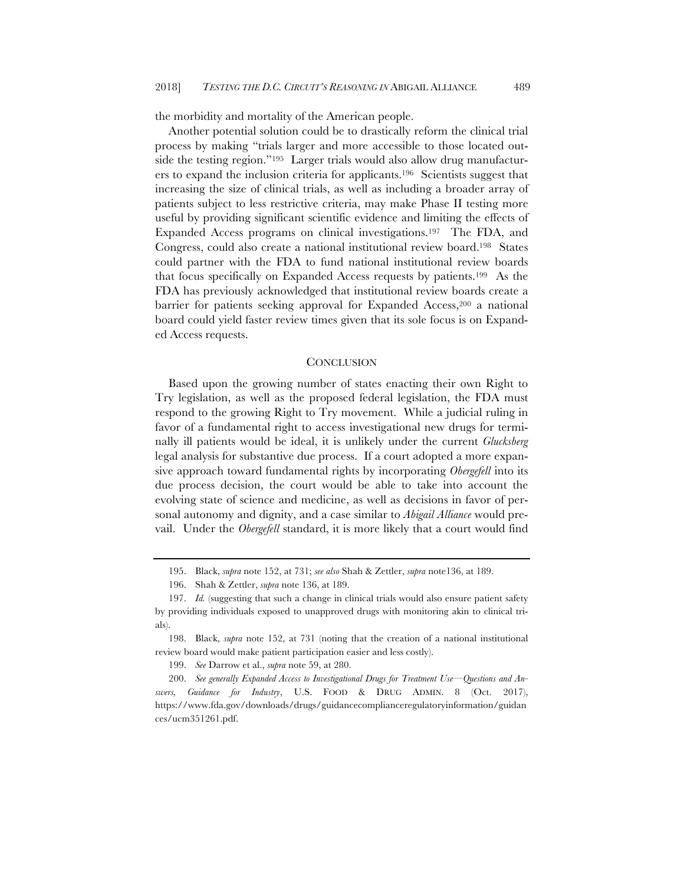the morbidity and mortality of the American people.

Another potential solution could be to drastically reform the clinical trial process by making "trials larger and more accessible to those located outside the testing region."[195] Larger trials would also allow drug manufacturers to expand the inclusion criteria for applicants.[196] Scientists suggest that increasing the size of clinical trials, as well as including a broader array of patients subject to less restrictive criteria, may make Phase II testing more useful by providing significant scientific evidence and limiting the effects of Expanded Access programs on clinical investigations.[197] The FDA, and Congress, could also create a national institutional review board.[198] States could partner with the FDA to fund national institutional review boards that focus specifically on Expanded Access requests by patients.[199] As the FDA has previously acknowledged that institutional review boards create a barrier for patients seeking approval for Expanded Access,[200] a national board could yield faster review times given that its sole focus is on Expanded Access requests.

## CONCLUSION

Based upon the growing number of states enacting their own Right to Try legislation, as well as the proposed federal legislation, the FDA must respond to the growing Right to Try movement. While a judicial ruling in favor of a fundamental right to access investigational new drugs for terminally ill patients would be ideal, it is unlikely under the current *Glucksberg* legal analysis for substantive due process. If a court adopted a more expansive approach toward fundamental rights by incorporating *Obergefell* into its due process decision, the court would be able to take into account the evolving state of science and medicine, as well as decisions in favor of personal autonomy and dignity, and a case similar to *Abigail Alliance* would prevail. Under the *Obergefell* standard, it is more likely that a court would find

---

195. Black, *supra* note 152, at 731; *see also* Shah & Zettler, *supra* note136, at 189.

196. Shah & Zettler, *supra* note 136, at 189.

197. *Id.* (suggesting that such a change in clinical trials would also ensure patient safety by providing individuals exposed to unapproved drugs with monitoring akin to clinical trials).

198. Black, *supra* note 152, at 731 (noting that the creation of a national institutional review board would make patient participation easier and less costly).

199. *See* Darrow et al., *supra* note 59, at 280.

200. *See generally Expanded Access to Investigational Drugs for Treatment Use—Questions and Answers, Guidance for Industry*, U.S. FOOD & DRUG ADMIN. 8 (Oct. 2017), https://www.fda.gov/downloads/drugs/guidancecomplianceregulatoryinformation/guidances/ucm351261.pdf.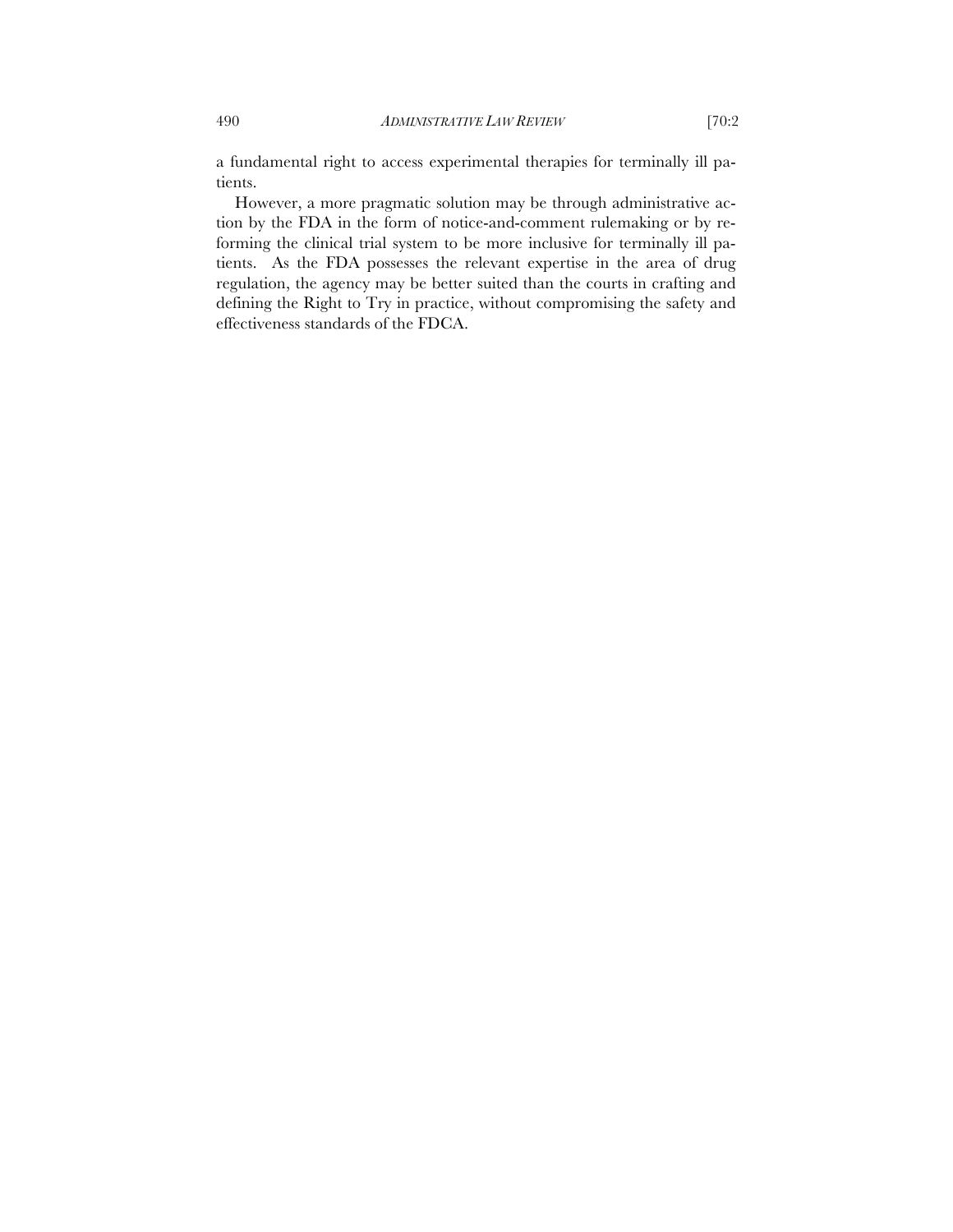a fundamental right to access experimental therapies for terminally ill patients.

However, a more pragmatic solution may be through administrative action by the FDA in the form of notice-and-comment rulemaking or by reforming the clinical trial system to be more inclusive for terminally ill patients. As the FDA possesses the relevant expertise in the area of drug regulation, the agency may be better suited than the courts in crafting and defining the Right to Try in practice, without compromising the safety and effectiveness standards of the FDCA.